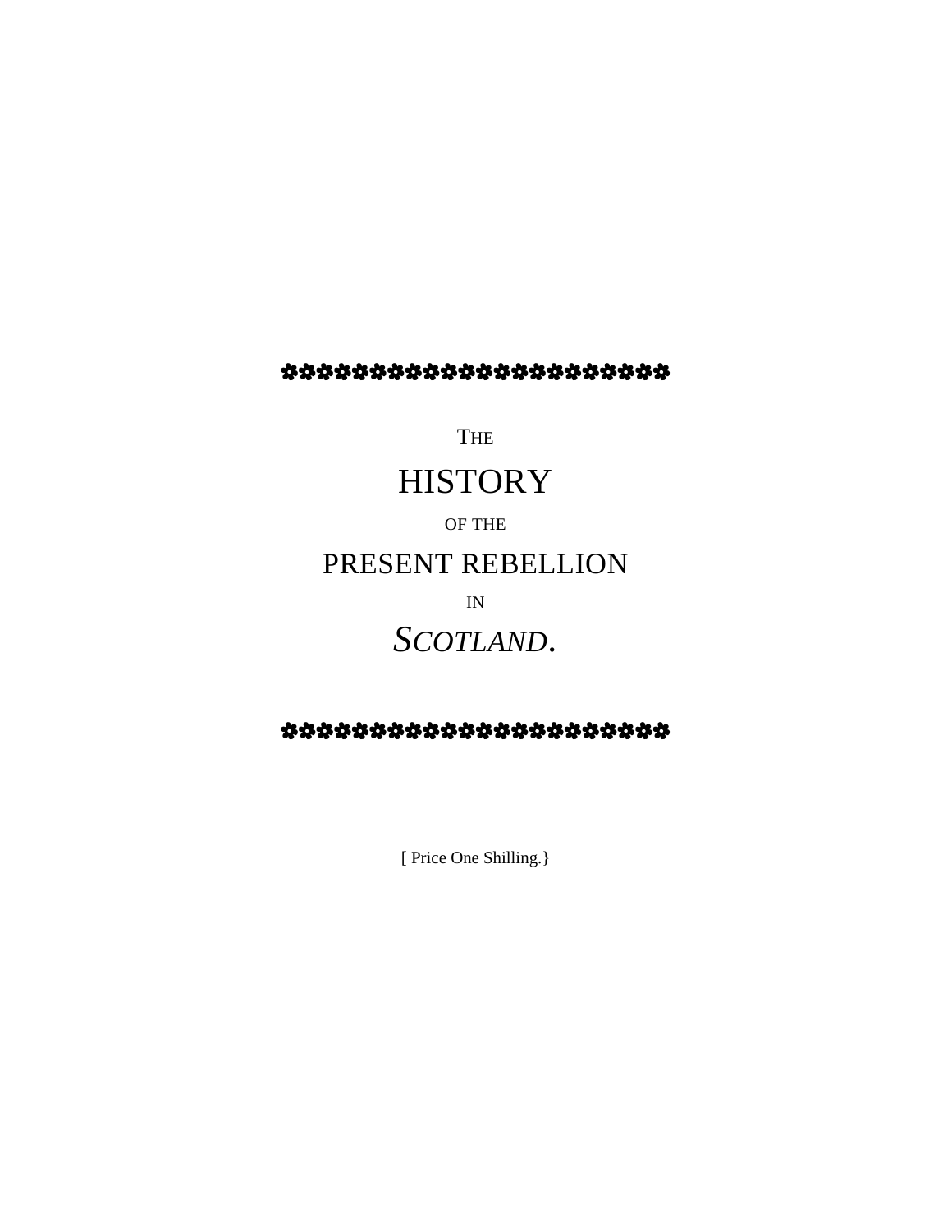✿✿✿✿✿✿✿✿✿✿✿✿✿✿✿✿✿✿✿✿✿✿

# THE HISTORY OF THE PRESENT REBELLION IN *SCOTLAND*.

✿✿✿✿✿✿✿✿✿✿✿✿✿✿✿✿✿✿✿✿✿✿

[ Price One Shilling.}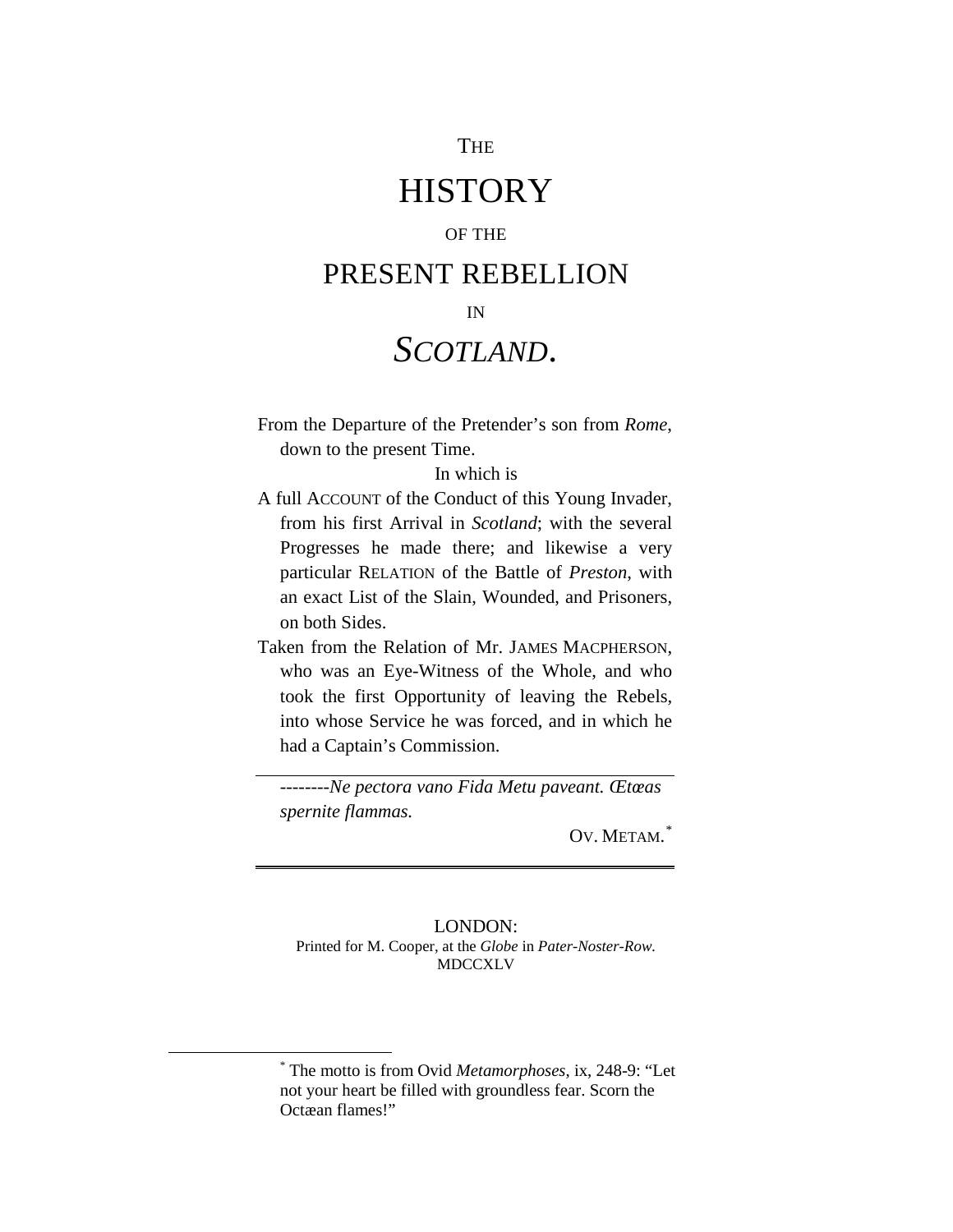THE

# HISTORY

OF THE

# PRESENT REBELLION

IN

# *SCOTLAND.*

From the Departure of the Pretender's son from *Rome*, down to the present Time.

In which is

A full ACCOUNT of the Conduct of this Young Invader, from his first Arrival in *Scotland*; with the several Progresses he made there; and likewise a very particular RELATION of the Battle of *Preston*, with an exact List of the Slain, Wounded, and Prisoners, on both Sides.

Taken from the Relation of Mr. JAMES MACPHERSON, who was an Eye-Witness of the Whole, and who took the first Opportunity of leaving the Rebels, into whose Service he was forced, and in which he had a Captain's Commission.

--------*Ne pectora vano Fida Metu paveant. Œtæas spernite flammas.*

OV. METAM.*

---

LONDON:
Printed for M. Cooper, at the *Globe* in *Pater-Noster-Row.*
MDCCXLV

---

* The motto is from Ovid *Metamorphoses*, ix, 248-9: "Let not your heart be filled with groundless fear. Scorn the Octæan flames!"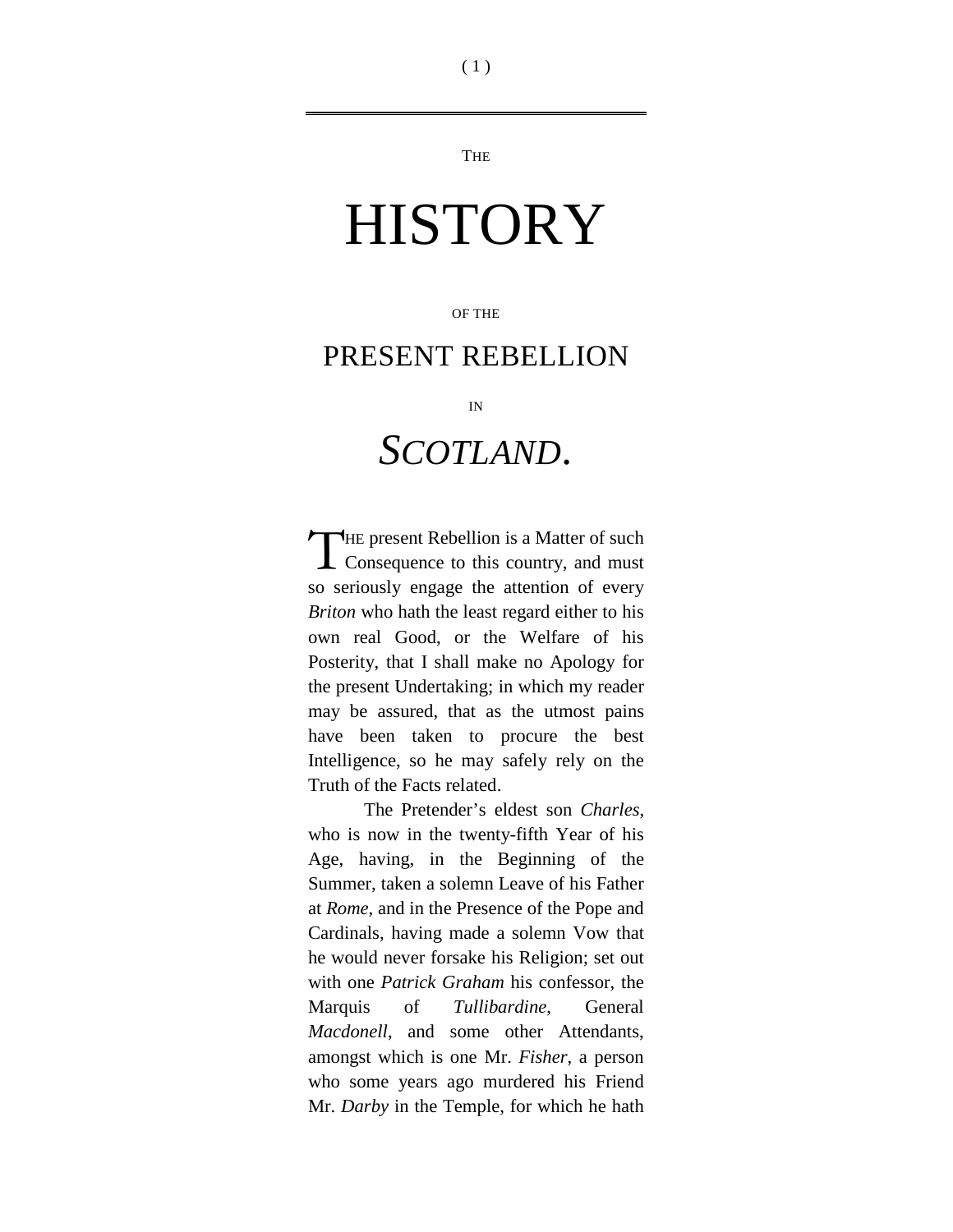# THE HISTORY OF THE PRESENT REBELLION IN *SCOTLAND*.

THE present Rebellion is a Matter of such Consequence to this country, and must so seriously engage the attention of every *Briton* who hath the least regard either to his own real Good, or the Welfare of his Posterity, that I shall make no Apology for the present Undertaking; in which my reader may be assured, that as the utmost pains have been taken to procure the best Intelligence, so he may safely rely on the Truth of the Facts related.

The Pretender's eldest son *Charles*, who is now in the twenty-fifth Year of his Age, having, in the Beginning of the Summer, taken a solemn Leave of his Father at *Rome*, and in the Presence of the Pope and Cardinals, having made a solemn Vow that he would never forsake his Religion; set out with one *Patrick Graham* his confessor, the Marquis of *Tullibardine*, General *Macdonell*, and some other Attendants, amongst which is one Mr. *Fisher*, a person who some years ago murdered his Friend Mr. *Darby* in the Temple, for which he hath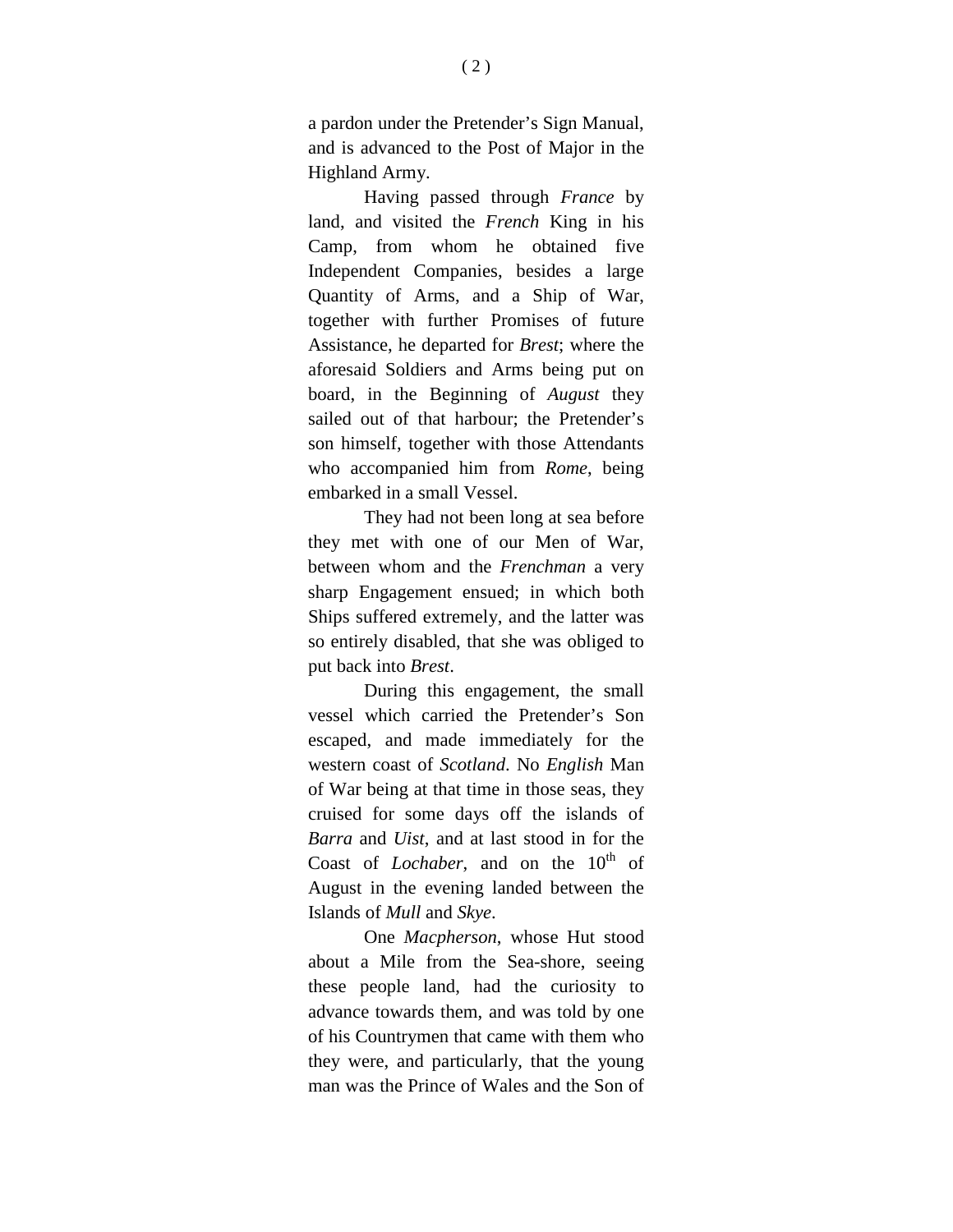a pardon under the Pretender's Sign Manual, and is advanced to the Post of Major in the Highland Army.

Having passed through *France* by land, and visited the *French* King in his Camp, from whom he obtained five Independent Companies, besides a large Quantity of Arms, and a Ship of War, together with further Promises of future Assistance, he departed for *Brest*; where the aforesaid Soldiers and Arms being put on board, in the Beginning of *August* they sailed out of that harbour; the Pretender's son himself, together with those Attendants who accompanied him from *Rome*, being embarked in a small Vessel.

They had not been long at sea before they met with one of our Men of War, between whom and the *Frenchman* a very sharp Engagement ensued; in which both Ships suffered extremely, and the latter was so entirely disabled, that she was obliged to put back into *Brest*.

During this engagement, the small vessel which carried the Pretender's Son escaped, and made immediately for the western coast of *Scotland*. No *English* Man of War being at that time in those seas, they cruised for some days off the islands of *Barra* and *Uist*, and at last stood in for the Coast of *Lochaber*, and on the 10th of August in the evening landed between the Islands of *Mull* and *Skye*.

One *Macpherson*, whose Hut stood about a Mile from the Sea-shore, seeing these people land, had the curiosity to advance towards them, and was told by one of his Countrymen that came with them who they were, and particularly, that the young man was the Prince of Wales and the Son of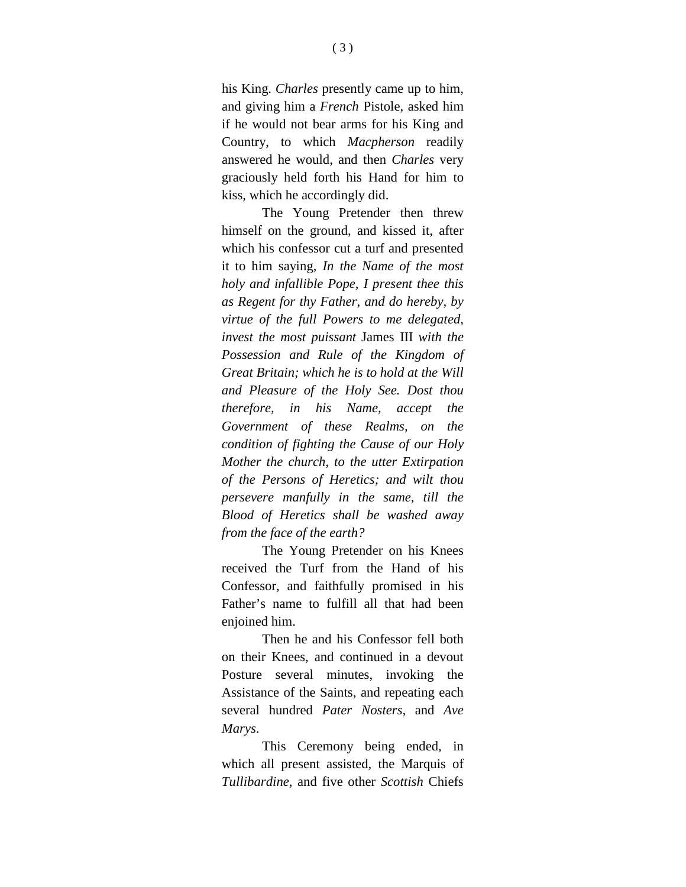his King. *Charles* presently came up to him, and giving him a *French* Pistole, asked him if he would not bear arms for his King and Country, to which *Macpherson* readily answered he would, and then *Charles* very graciously held forth his Hand for him to kiss, which he accordingly did.

The Young Pretender then threw himself on the ground, and kissed it, after which his confessor cut a turf and presented it to him saying, *In the Name of the most holy and infallible Pope, I present thee this as Regent for thy Father, and do hereby, by virtue of the full Powers to me delegated, invest the most puissant* James III *with the Possession and Rule of the Kingdom of Great Britain; which he is to hold at the Will and Pleasure of the Holy See. Dost thou therefore, in his Name, accept the Government of these Realms, on the condition of fighting the Cause of our Holy Mother the church, to the utter Extirpation of the Persons of Heretics; and wilt thou persevere manfully in the same, till the Blood of Heretics shall be washed away from the face of the earth?*

The Young Pretender on his Knees received the Turf from the Hand of his Confessor, and faithfully promised in his Father's name to fulfill all that had been enjoined him.

Then he and his Confessor fell both on their Knees, and continued in a devout Posture several minutes, invoking the Assistance of the Saints, and repeating each several hundred *Pater Nosters*, and *Ave Marys*.

This Ceremony being ended, in which all present assisted, the Marquis of *Tullibardine*, and five other *Scottish* Chiefs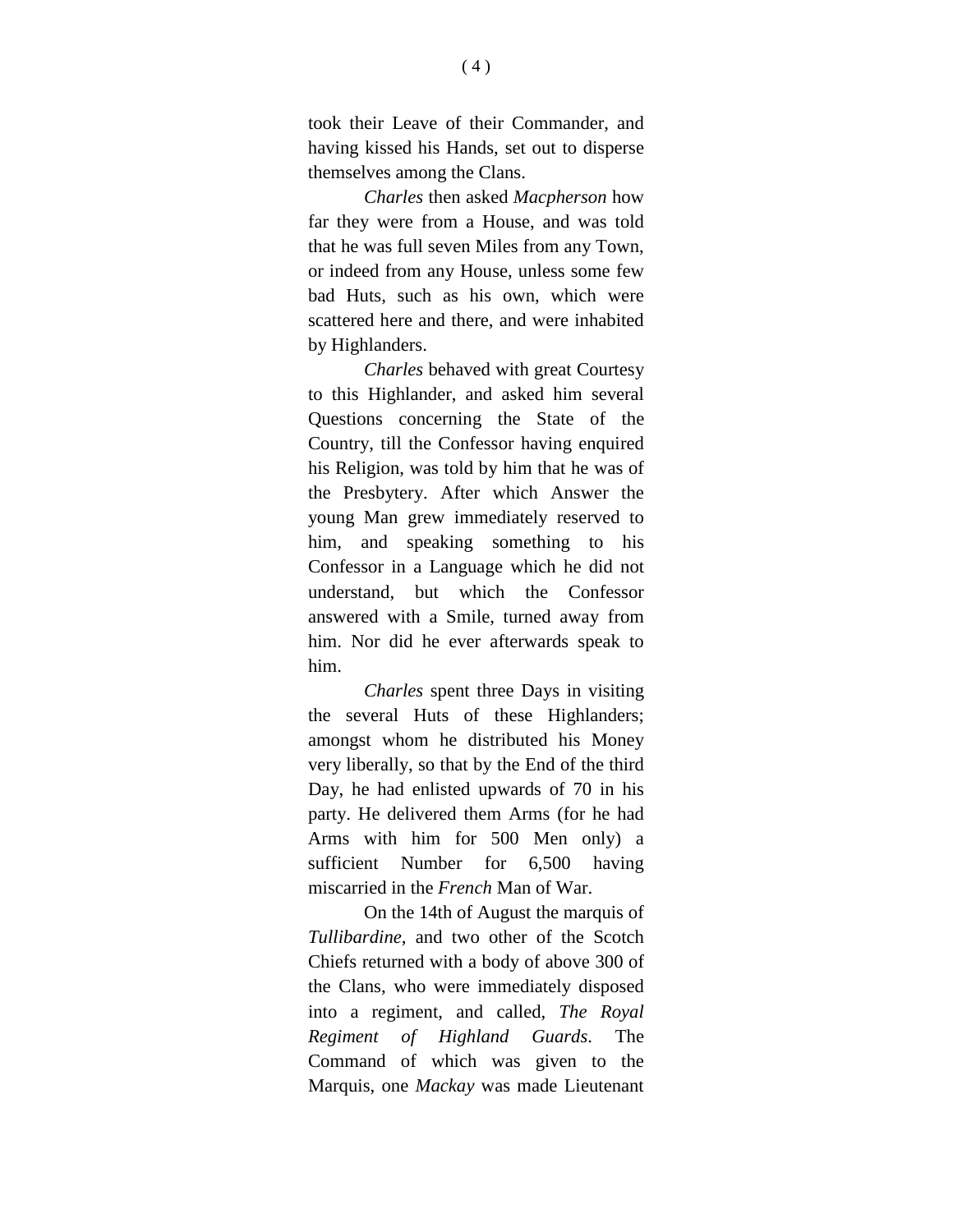took their Leave of their Commander, and having kissed his Hands, set out to disperse themselves among the Clans.

*Charles* then asked *Macpherson* how far they were from a House, and was told that he was full seven Miles from any Town, or indeed from any House, unless some few bad Huts, such as his own, which were scattered here and there, and were inhabited by Highlanders.

*Charles* behaved with great Courtesy to this Highlander, and asked him several Questions concerning the State of the Country, till the Confessor having enquired his Religion, was told by him that he was of the Presbytery. After which Answer the young Man grew immediately reserved to him, and speaking something to his Confessor in a Language which he did not understand, but which the Confessor answered with a Smile, turned away from him. Nor did he ever afterwards speak to him.

*Charles* spent three Days in visiting the several Huts of these Highlanders; amongst whom he distributed his Money very liberally, so that by the End of the third Day, he had enlisted upwards of 70 in his party. He delivered them Arms (for he had Arms with him for 500 Men only) a sufficient Number for 6,500 having miscarried in the *French* Man of War.

On the 14th of August the marquis of *Tullibardine*, and two other of the Scotch Chiefs returned with a body of above 300 of the Clans, who were immediately disposed into a regiment, and called, *The Royal Regiment of Highland Guards*. The Command of which was given to the Marquis, one *Mackay* was made Lieutenant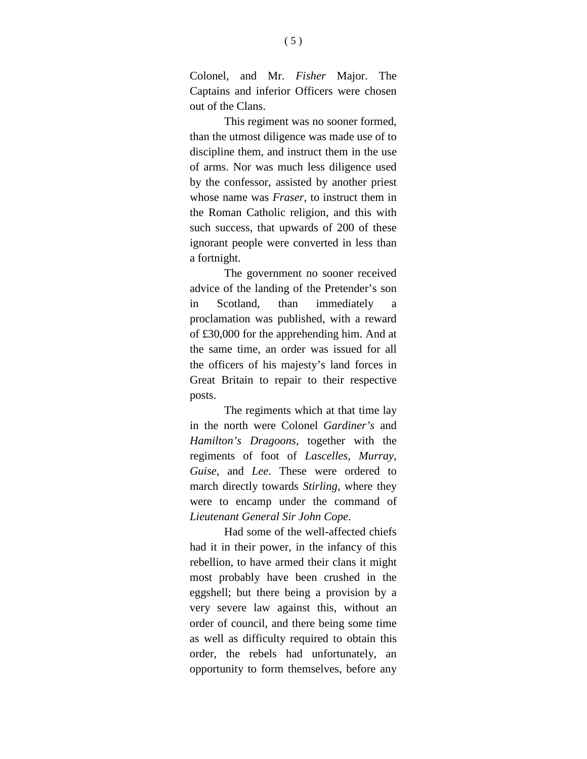Colonel, and Mr. *Fisher* Major. The Captains and inferior Officers were chosen out of the Clans.

This regiment was no sooner formed, than the utmost diligence was made use of to discipline them, and instruct them in the use of arms. Nor was much less diligence used by the confessor, assisted by another priest whose name was *Fraser*, to instruct them in the Roman Catholic religion, and this with such success, that upwards of 200 of these ignorant people were converted in less than a fortnight.

The government no sooner received advice of the landing of the Pretender's son in Scotland, than immediately a proclamation was published, with a reward of £30,000 for the apprehending him. And at the same time, an order was issued for all the officers of his majesty's land forces in Great Britain to repair to their respective posts.

The regiments which at that time lay in the north were Colonel *Gardiner's* and *Hamilton's Dragoons*, together with the regiments of foot of *Lascelles*, *Murray*, *Guise*, and *Lee*. These were ordered to march directly towards *Stirling*, where they were to encamp under the command of *Lieutenant General Sir John Cope*.

Had some of the well-affected chiefs had it in their power, in the infancy of this rebellion, to have armed their clans it might most probably have been crushed in the eggshell; but there being a provision by a very severe law against this, without an order of council, and there being some time as well as difficulty required to obtain this order, the rebels had unfortunately, an opportunity to form themselves, before any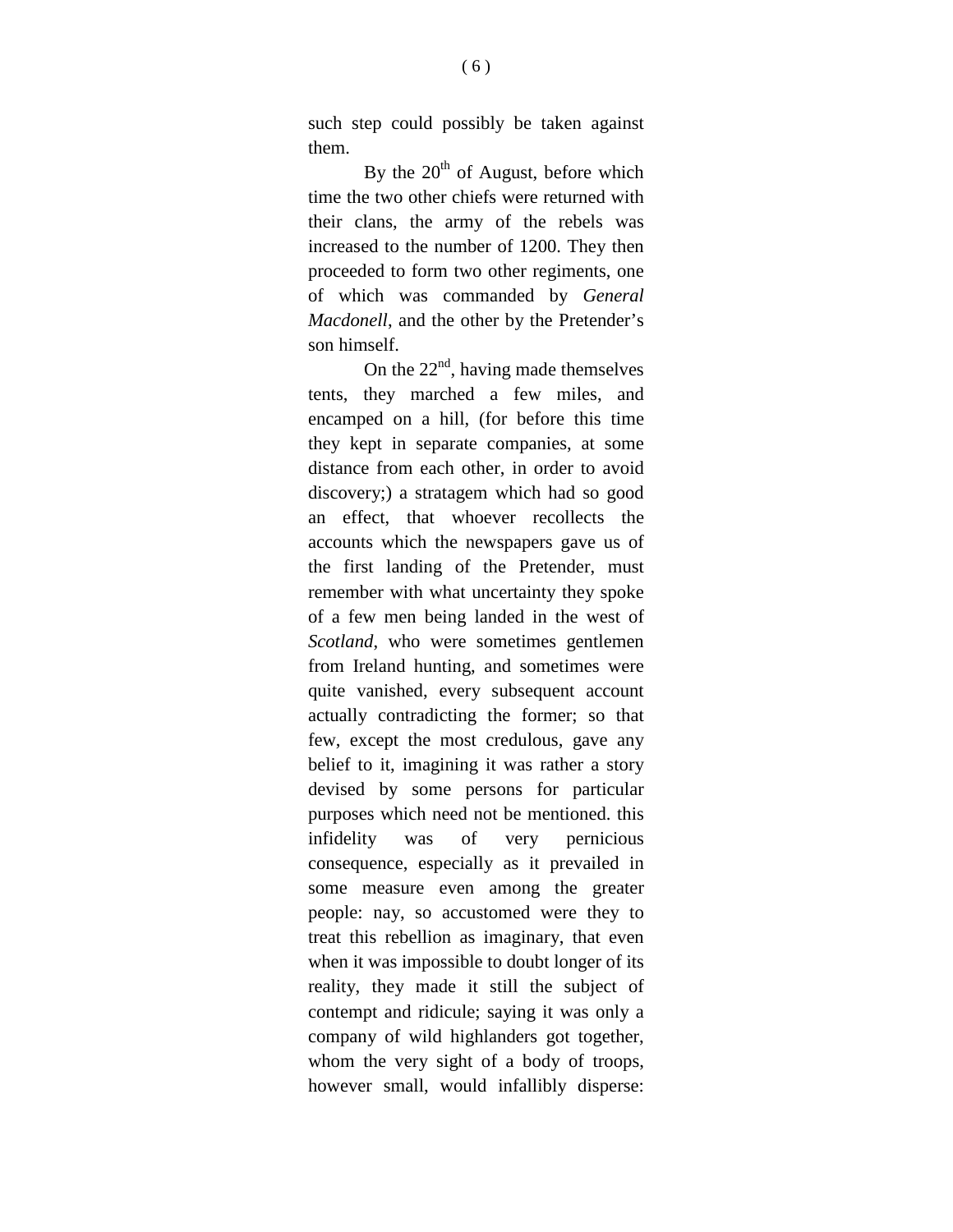such step could possibly be taken against them.

By the 20th of August, before which time the two other chiefs were returned with their clans, the army of the rebels was increased to the number of 1200. They then proceeded to form two other regiments, one of which was commanded by *General Macdonell*, and the other by the Pretender's son himself.

On the 22nd, having made themselves tents, they marched a few miles, and encamped on a hill, (for before this time they kept in separate companies, at some distance from each other, in order to avoid discovery;) a stratagem which had so good an effect, that whoever recollects the accounts which the newspapers gave us of the first landing of the Pretender, must remember with what uncertainty they spoke of a few men being landed in the west of *Scotland*, who were sometimes gentlemen from Ireland hunting, and sometimes were quite vanished, every subsequent account actually contradicting the former; so that few, except the most credulous, gave any belief to it, imagining it was rather a story devised by some persons for particular purposes which need not be mentioned. this infidelity was of very pernicious consequence, especially as it prevailed in some measure even among the greater people: nay, so accustomed were they to treat this rebellion as imaginary, that even when it was impossible to doubt longer of its reality, they made it still the subject of contempt and ridicule; saying it was only a company of wild highlanders got together, whom the very sight of a body of troops, however small, would infallibly disperse: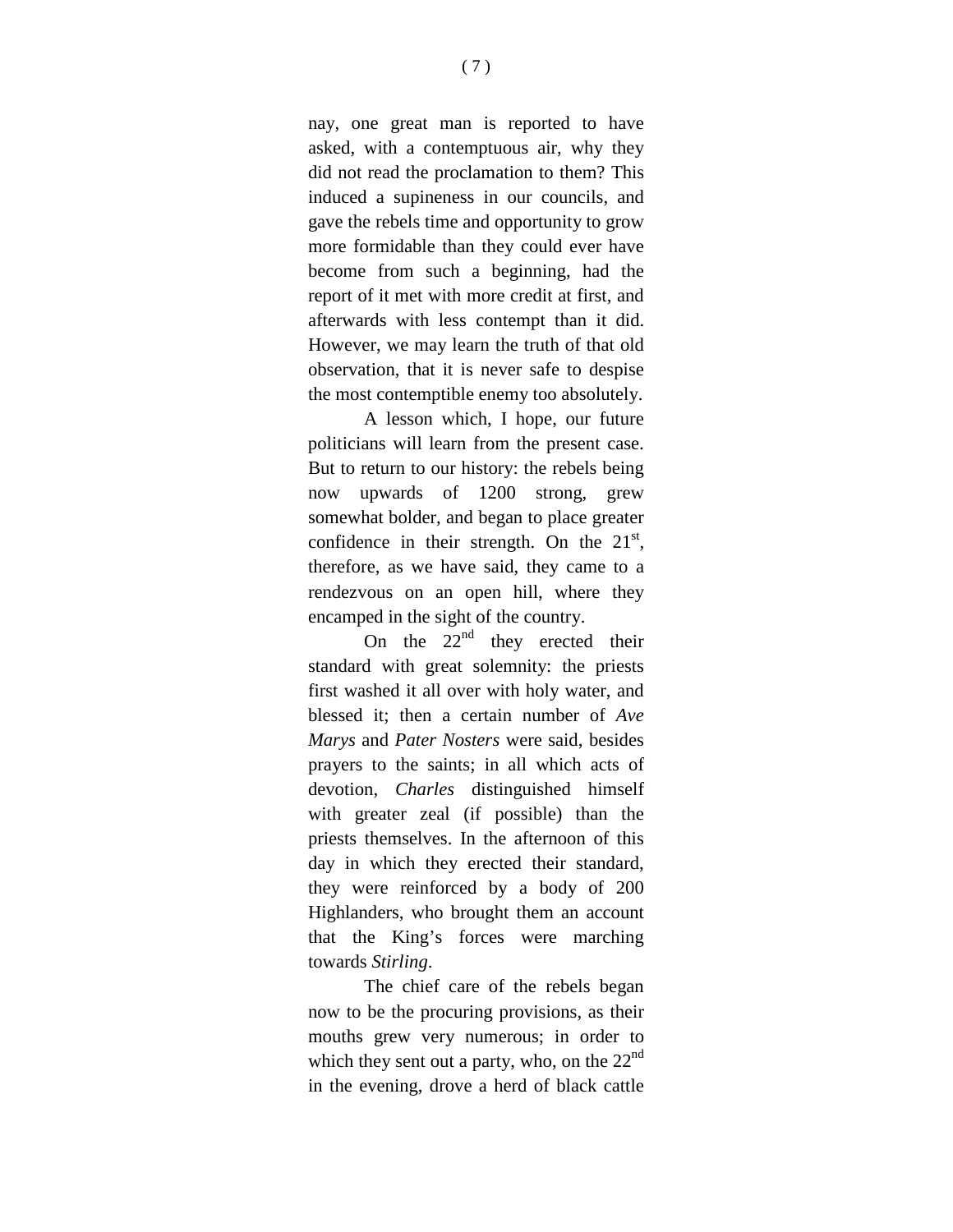nay, one great man is reported to have asked, with a contemptuous air, why they did not read the proclamation to them? This induced a supineness in our councils, and gave the rebels time and opportunity to grow more formidable than they could ever have become from such a beginning, had the report of it met with more credit at first, and afterwards with less contempt than it did. However, we may learn the truth of that old observation, that it is never safe to despise the most contemptible enemy too absolutely.

A lesson which, I hope, our future politicians will learn from the present case. But to return to our history: the rebels being now upwards of 1200 strong, grew somewhat bolder, and began to place greater confidence in their strength. On the 21st, therefore, as we have said, they came to a rendezvous on an open hill, where they encamped in the sight of the country.

On the 22nd they erected their standard with great solemnity: the priests first washed it all over with holy water, and blessed it; then a certain number of *Ave Marys* and *Pater Nosters* were said, besides prayers to the saints; in all which acts of devotion, *Charles* distinguished himself with greater zeal (if possible) than the priests themselves. In the afternoon of this day in which they erected their standard, they were reinforced by a body of 200 Highlanders, who brought them an account that the King's forces were marching towards *Stirling*.

The chief care of the rebels began now to be the procuring provisions, as their mouths grew very numerous; in order to which they sent out a party, who, on the 22nd in the evening, drove a herd of black cattle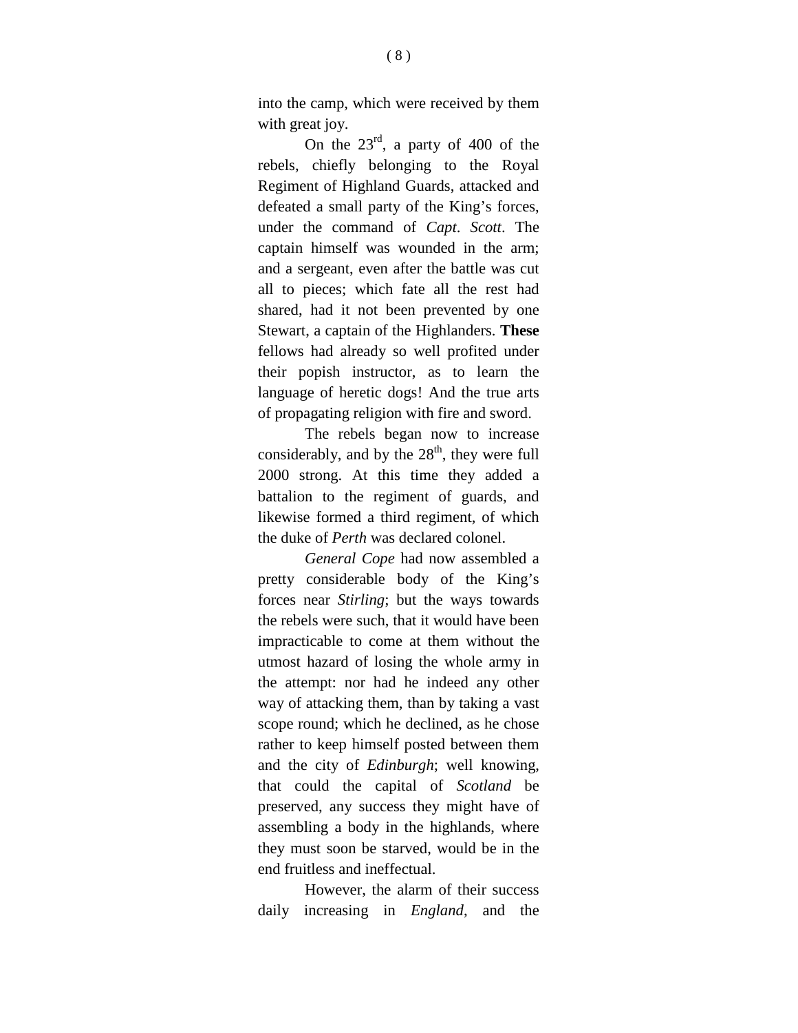into the camp, which were received by them with great joy.

On the 23rd, a party of 400 of the rebels, chiefly belonging to the Royal Regiment of Highland Guards, attacked and defeated a small party of the King's forces, under the command of *Capt*. *Scott*. The captain himself was wounded in the arm; and a sergeant, even after the battle was cut all to pieces; which fate all the rest had shared, had it not been prevented by one Stewart, a captain of the Highlanders. **These** fellows had already so well profited under their popish instructor, as to learn the language of heretic dogs! And the true arts of propagating religion with fire and sword.

The rebels began now to increase considerably, and by the 28th, they were full 2000 strong. At this time they added a battalion to the regiment of guards, and likewise formed a third regiment, of which the duke of *Perth* was declared colonel.

*General Cope* had now assembled a pretty considerable body of the King's forces near *Stirling*; but the ways towards the rebels were such, that it would have been impracticable to come at them without the utmost hazard of losing the whole army in the attempt: nor had he indeed any other way of attacking them, than by taking a vast scope round; which he declined, as he chose rather to keep himself posted between them and the city of *Edinburgh*; well knowing, that could the capital of *Scotland* be preserved, any success they might have of assembling a body in the highlands, where they must soon be starved, would be in the end fruitless and ineffectual.

However, the alarm of their success daily increasing in *England*, and the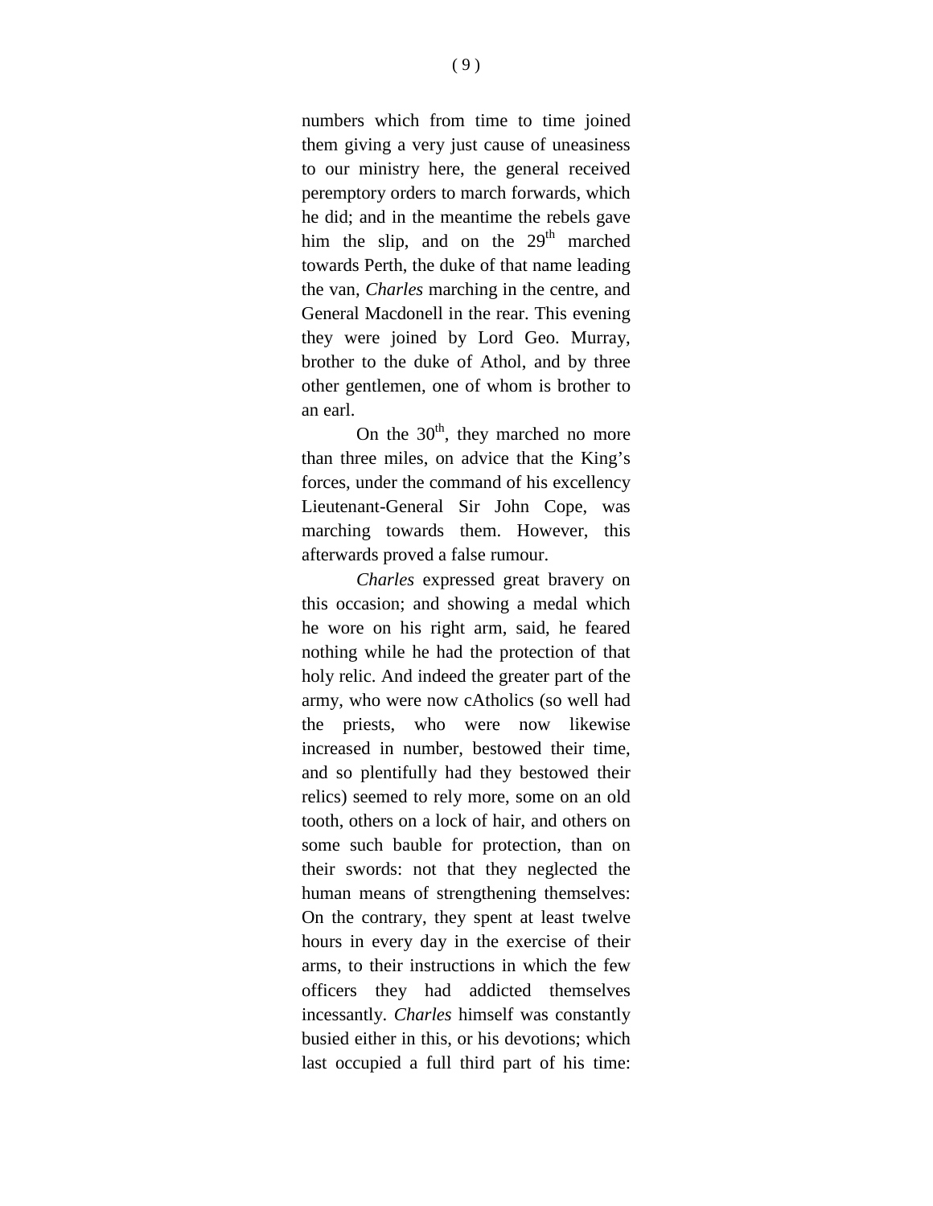numbers which from time to time joined them giving a very just cause of uneasiness to our ministry here, the general received peremptory orders to march forwards, which he did; and in the meantime the rebels gave him the slip, and on the 29th marched towards Perth, the duke of that name leading the van, *Charles* marching in the centre, and General Macdonell in the rear. This evening they were joined by Lord Geo. Murray, brother to the duke of Athol, and by three other gentlemen, one of whom is brother to an earl.

On the 30th, they marched no more than three miles, on advice that the King's forces, under the command of his excellency Lieutenant-General Sir John Cope, was marching towards them. However, this afterwards proved a false rumour.

*Charles* expressed great bravery on this occasion; and showing a medal which he wore on his right arm, said, he feared nothing while he had the protection of that holy relic. And indeed the greater part of the army, who were now cAtholics (so well had the priests, who were now likewise increased in number, bestowed their time, and so plentifully had they bestowed their relics) seemed to rely more, some on an old tooth, others on a lock of hair, and others on some such bauble for protection, than on their swords: not that they neglected the human means of strengthening themselves: On the contrary, they spent at least twelve hours in every day in the exercise of their arms, to their instructions in which the few officers they had addicted themselves incessantly. *Charles* himself was constantly busied either in this, or his devotions; which last occupied a full third part of his time: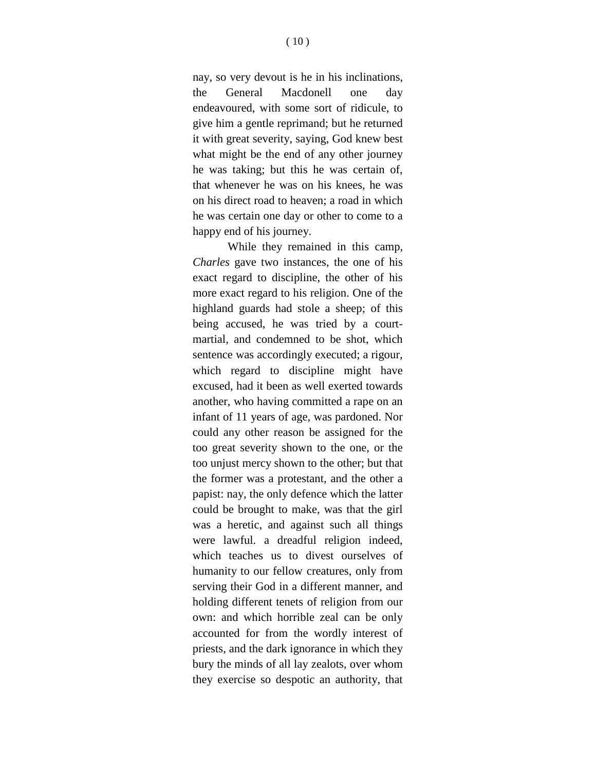nay, so very devout is he in his inclinations, the General Macdonell one day endeavoured, with some sort of ridicule, to give him a gentle reprimand; but he returned it with great severity, saying, God knew best what might be the end of any other journey he was taking; but this he was certain of, that whenever he was on his knees, he was on his direct road to heaven; a road in which he was certain one day or other to come to a happy end of his journey.

While they remained in this camp, *Charles* gave two instances, the one of his exact regard to discipline, the other of his more exact regard to his religion. One of the highland guards had stole a sheep; of this being accused, he was tried by a court-martial, and condemned to be shot, which sentence was accordingly executed; a rigour, which regard to discipline might have excused, had it been as well exerted towards another, who having committed a rape on an infant of 11 years of age, was pardoned. Nor could any other reason be assigned for the too great severity shown to the one, or the too unjust mercy shown to the other; but that the former was a protestant, and the other a papist: nay, the only defence which the latter could be brought to make, was that the girl was a heretic, and against such all things were lawful. a dreadful religion indeed, which teaches us to divest ourselves of humanity to our fellow creatures, only from serving their God in a different manner, and holding different tenets of religion from our own: and which horrible zeal can be only accounted for from the wordly interest of priests, and the dark ignorance in which they bury the minds of all lay zealots, over whom they exercise so despotic an authority, that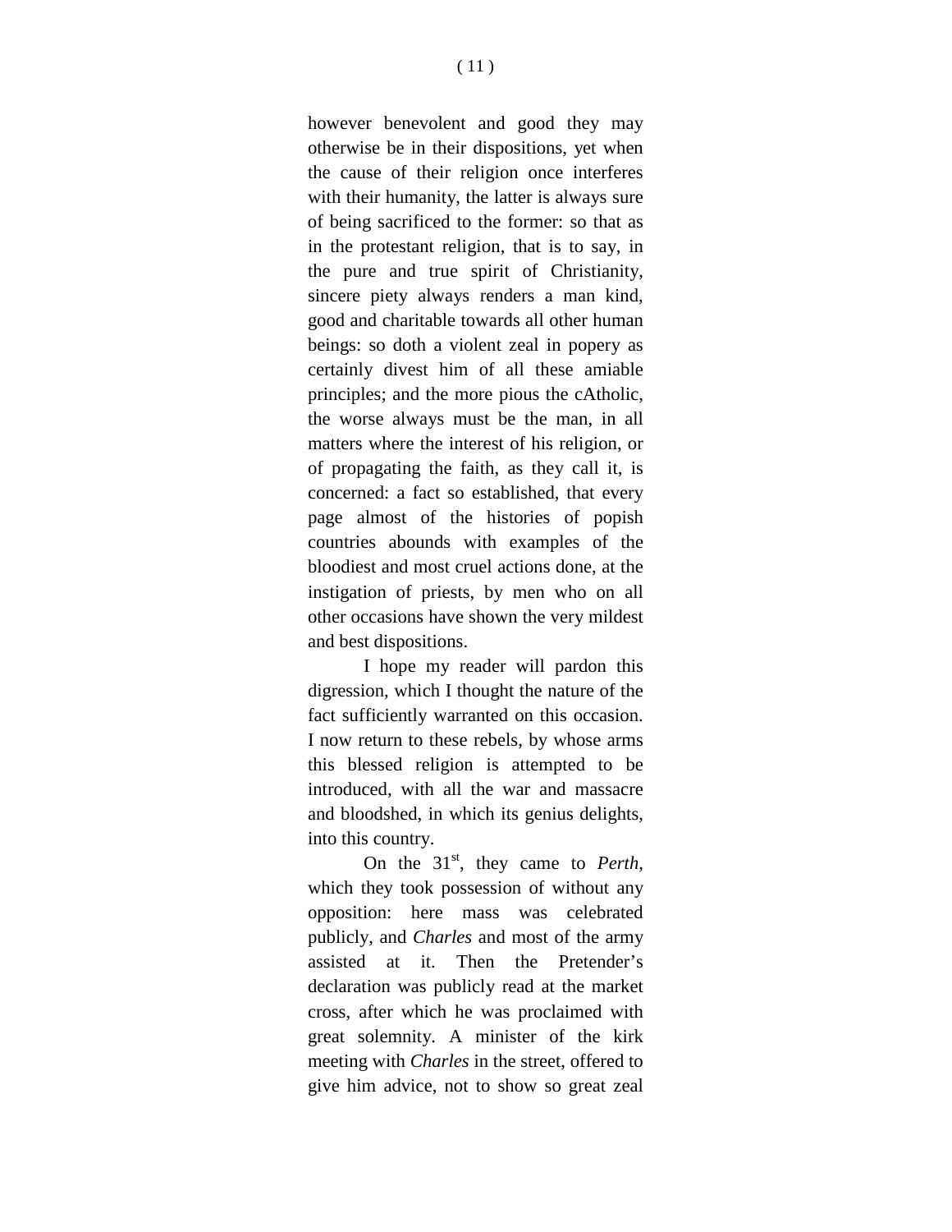however benevolent and good they may otherwise be in their dispositions, yet when the cause of their religion once interferes with their humanity, the latter is always sure of being sacrificed to the former: so that as in the protestant religion, that is to say, in the pure and true spirit of Christianity, sincere piety always renders a man kind, good and charitable towards all other human beings: so doth a violent zeal in popery as certainly divest him of all these amiable principles; and the more pious the cAtholic, the worse always must be the man, in all matters where the interest of his religion, or of propagating the faith, as they call it, is concerned: a fact so established, that every page almost of the histories of popish countries abounds with examples of the bloodiest and most cruel actions done, at the instigation of priests, by men who on all other occasions have shown the very mildest and best dispositions.

I hope my reader will pardon this digression, which I thought the nature of the fact sufficiently warranted on this occasion. I now return to these rebels, by whose arms this blessed religion is attempted to be introduced, with all the war and massacre and bloodshed, in which its genius delights, into this country.

On the 31st, they came to *Perth*, which they took possession of without any opposition: here mass was celebrated publicly, and *Charles* and most of the army assisted at it. Then the Pretender's declaration was publicly read at the market cross, after which he was proclaimed with great solemnity. A minister of the kirk meeting with *Charles* in the street, offered to give him advice, not to show so great zeal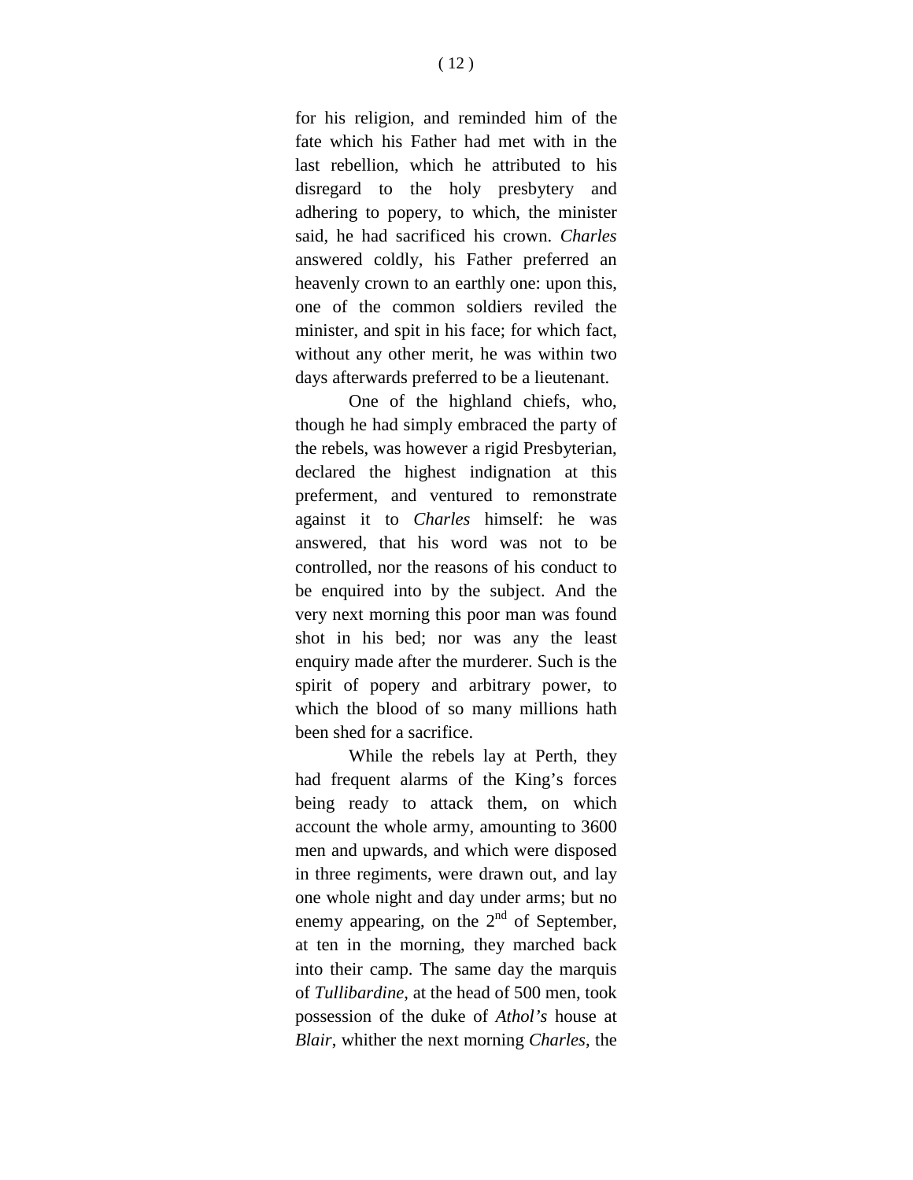for his religion, and reminded him of the fate which his Father had met with in the last rebellion, which he attributed to his disregard to the holy presbytery and adhering to popery, to which, the minister said, he had sacrificed his crown. *Charles* answered coldly, his Father preferred an heavenly crown to an earthly one: upon this, one of the common soldiers reviled the minister, and spit in his face; for which fact, without any other merit, he was within two days afterwards preferred to be a lieutenant.

One of the highland chiefs, who, though he had simply embraced the party of the rebels, was however a rigid Presbyterian, declared the highest indignation at this preferment, and ventured to remonstrate against it to *Charles* himself: he was answered, that his word was not to be controlled, nor the reasons of his conduct to be enquired into by the subject. And the very next morning this poor man was found shot in his bed; nor was any the least enquiry made after the murderer. Such is the spirit of popery and arbitrary power, to which the blood of so many millions hath been shed for a sacrifice.

While the rebels lay at Perth, they had frequent alarms of the King's forces being ready to attack them, on which account the whole army, amounting to 3600 men and upwards, and which were disposed in three regiments, were drawn out, and lay one whole night and day under arms; but no enemy appearing, on the 2nd of September, at ten in the morning, they marched back into their camp. The same day the marquis of *Tullibardine*, at the head of 500 men, took possession of the duke of *Athol's* house at *Blair*, whither the next morning *Charles*, the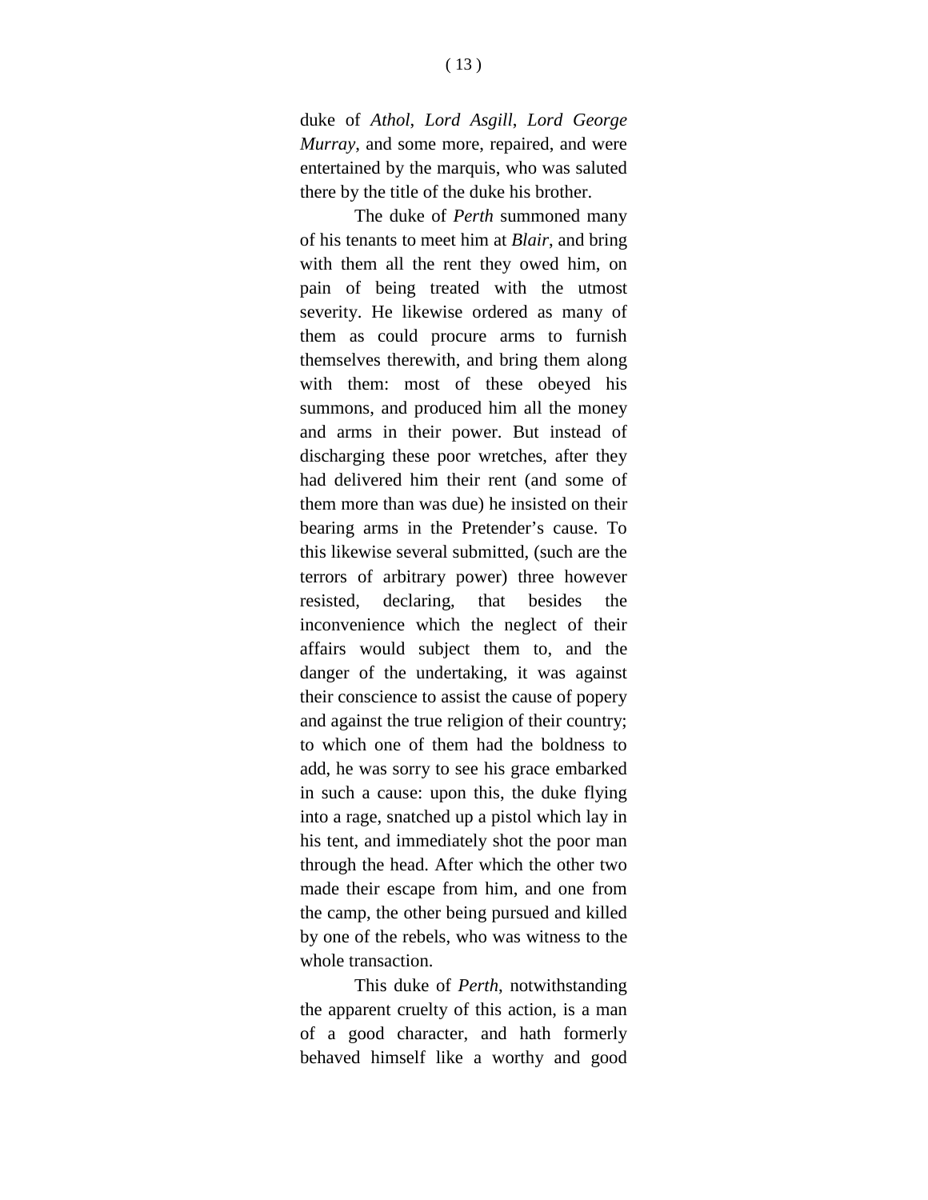duke of *Athol*, *Lord Asgill*, *Lord George Murray*, and some more, repaired, and were entertained by the marquis, who was saluted there by the title of the duke his brother.

The duke of *Perth* summoned many of his tenants to meet him at *Blair*, and bring with them all the rent they owed him, on pain of being treated with the utmost severity. He likewise ordered as many of them as could procure arms to furnish themselves therewith, and bring them along with them: most of these obeyed his summons, and produced him all the money and arms in their power. But instead of discharging these poor wretches, after they had delivered him their rent (and some of them more than was due) he insisted on their bearing arms in the Pretender's cause. To this likewise several submitted, (such are the terrors of arbitrary power) three however resisted, declaring, that besides the inconvenience which the neglect of their affairs would subject them to, and the danger of the undertaking, it was against their conscience to assist the cause of popery and against the true religion of their country; to which one of them had the boldness to add, he was sorry to see his grace embarked in such a cause: upon this, the duke flying into a rage, snatched up a pistol which lay in his tent, and immediately shot the poor man through the head. After which the other two made their escape from him, and one from the camp, the other being pursued and killed by one of the rebels, who was witness to the whole transaction.

This duke of *Perth*, notwithstanding the apparent cruelty of this action, is a man of a good character, and hath formerly behaved himself like a worthy and good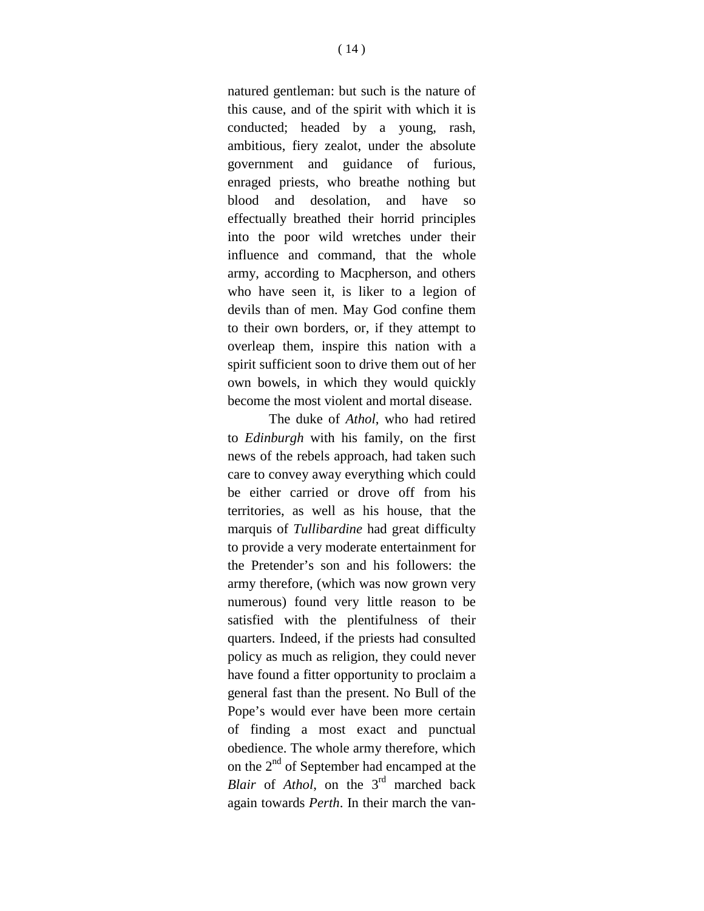natured gentleman: but such is the nature of this cause, and of the spirit with which it is conducted; headed by a young, rash, ambitious, fiery zealot, under the absolute government and guidance of furious, enraged priests, who breathe nothing but blood and desolation, and have so effectually breathed their horrid principles into the poor wild wretches under their influence and command, that the whole army, according to Macpherson, and others who have seen it, is liker to a legion of devils than of men. May God confine them to their own borders, or, if they attempt to overleap them, inspire this nation with a spirit sufficient soon to drive them out of her own bowels, in which they would quickly become the most violent and mortal disease.

The duke of *Athol*, who had retired to *Edinburgh* with his family, on the first news of the rebels approach, had taken such care to convey away everything which could be either carried or drove off from his territories, as well as his house, that the marquis of *Tullibardine* had great difficulty to provide a very moderate entertainment for the Pretender's son and his followers: the army therefore, (which was now grown very numerous) found very little reason to be satisfied with the plentifulness of their quarters. Indeed, if the priests had consulted policy as much as religion, they could never have found a fitter opportunity to proclaim a general fast than the present. No Bull of the Pope's would ever have been more certain of finding a most exact and punctual obedience. The whole army therefore, which on the 2nd of September had encamped at the *Blair* of *Athol*, on the 3rd marched back again towards *Perth*. In their march the van-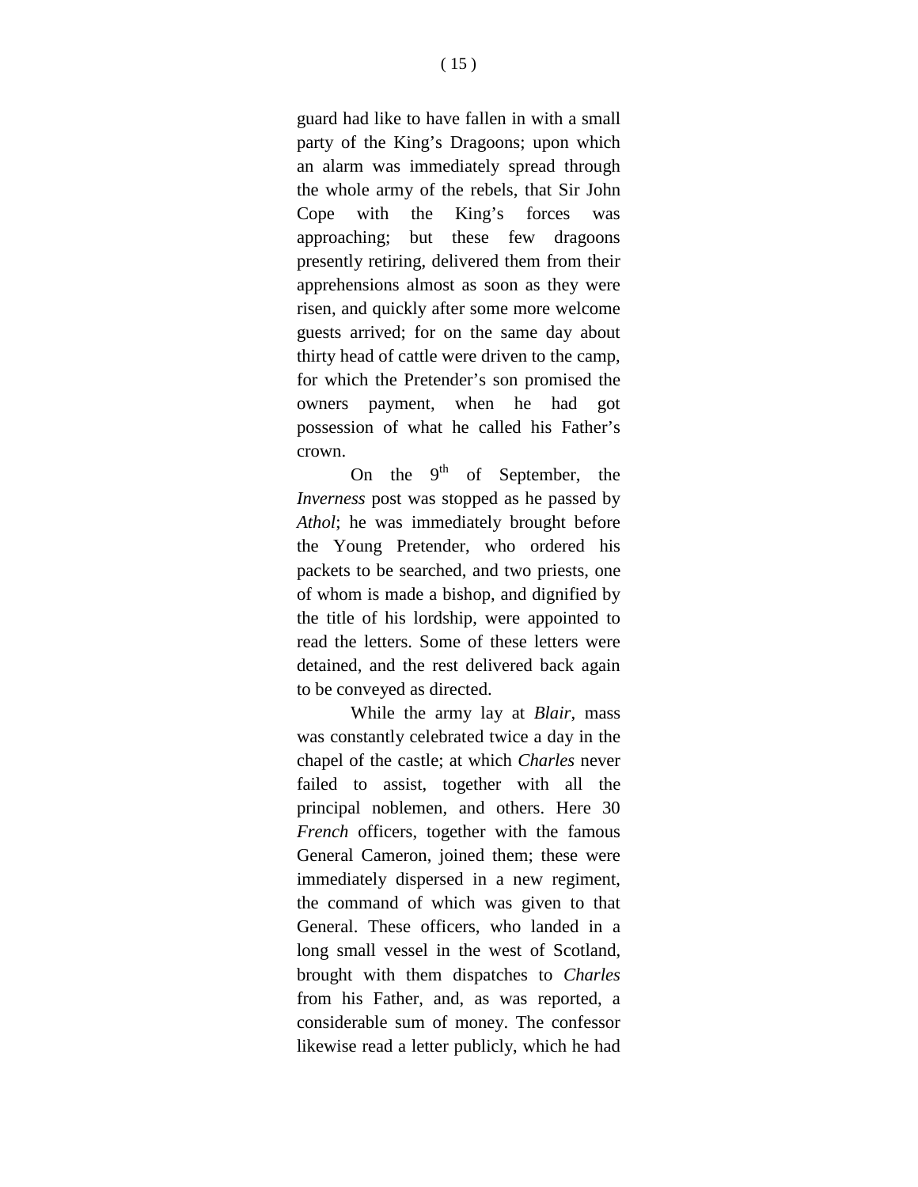guard had like to have fallen in with a small party of the King's Dragoons; upon which an alarm was immediately spread through the whole army of the rebels, that Sir John Cope with the King's forces was approaching; but these few dragoons presently retiring, delivered them from their apprehensions almost as soon as they were risen, and quickly after some more welcome guests arrived; for on the same day about thirty head of cattle were driven to the camp, for which the Pretender's son promised the owners payment, when he had got possession of what he called his Father's crown.

On the 9th of September, the *Inverness* post was stopped as he passed by *Athol*; he was immediately brought before the Young Pretender, who ordered his packets to be searched, and two priests, one of whom is made a bishop, and dignified by the title of his lordship, were appointed to read the letters. Some of these letters were detained, and the rest delivered back again to be conveyed as directed.

While the army lay at *Blair*, mass was constantly celebrated twice a day in the chapel of the castle; at which *Charles* never failed to assist, together with all the principal noblemen, and others. Here 30 *French* officers, together with the famous General Cameron, joined them; these were immediately dispersed in a new regiment, the command of which was given to that General. These officers, who landed in a long small vessel in the west of Scotland, brought with them dispatches to *Charles* from his Father, and, as was reported, a considerable sum of money. The confessor likewise read a letter publicly, which he had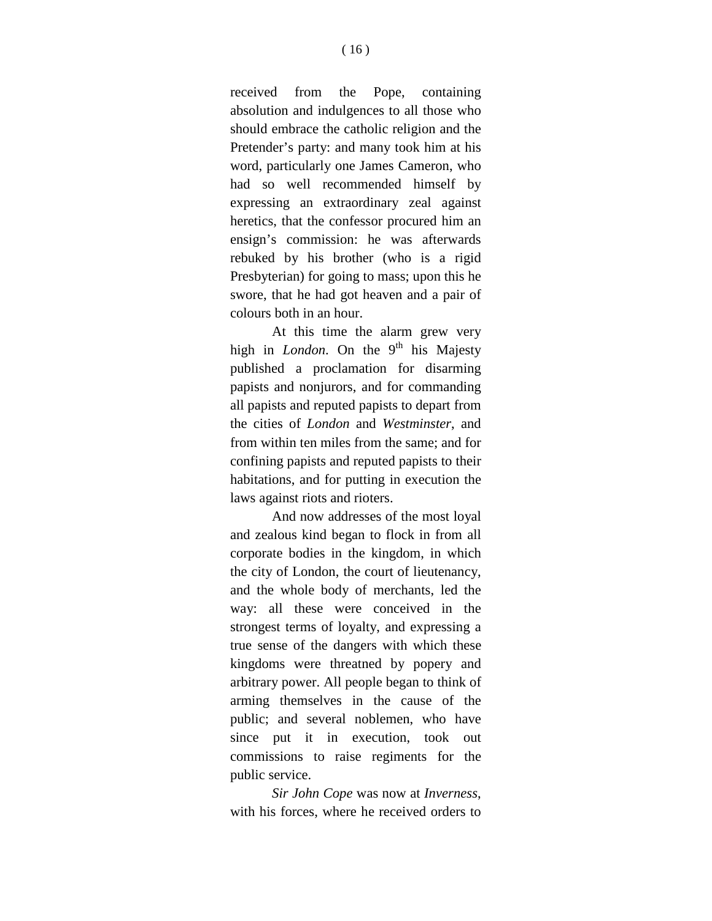received from the Pope, containing absolution and indulgences to all those who should embrace the catholic religion and the Pretender's party: and many took him at his word, particularly one James Cameron, who had so well recommended himself by expressing an extraordinary zeal against heretics, that the confessor procured him an ensign's commission: he was afterwards rebuked by his brother (who is a rigid Presbyterian) for going to mass; upon this he swore, that he had got heaven and a pair of colours both in an hour.

At this time the alarm grew very high in *London*. On the 9th his Majesty published a proclamation for disarming papists and nonjurors, and for commanding all papists and reputed papists to depart from the cities of *London* and *Westminster*, and from within ten miles from the same; and for confining papists and reputed papists to their habitations, and for putting in execution the laws against riots and rioters.

And now addresses of the most loyal and zealous kind began to flock in from all corporate bodies in the kingdom, in which the city of London, the court of lieutenancy, and the whole body of merchants, led the way: all these were conceived in the strongest terms of loyalty, and expressing a true sense of the dangers with which these kingdoms were threatned by popery and arbitrary power. All people began to think of arming themselves in the cause of the public; and several noblemen, who have since put it in execution, took out commissions to raise regiments for the public service.

*Sir John Cope* was now at *Inverness*, with his forces, where he received orders to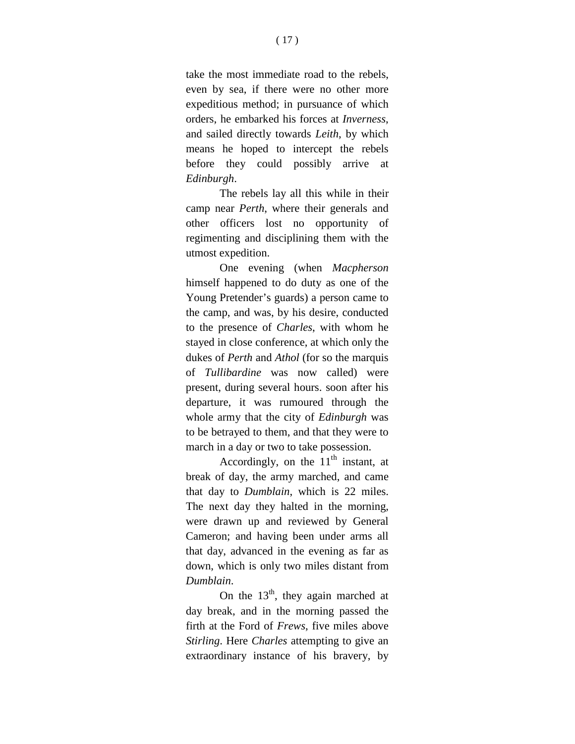take the most immediate road to the rebels, even by sea, if there were no other more expeditious method; in pursuance of which orders, he embarked his forces at *Inverness*, and sailed directly towards *Leith*, by which means he hoped to intercept the rebels before they could possibly arrive at *Edinburgh*.

The rebels lay all this while in their camp near *Perth*, where their generals and other officers lost no opportunity of regimenting and disciplining them with the utmost expedition.

One evening (when *Macpherson* himself happened to do duty as one of the Young Pretender's guards) a person came to the camp, and was, by his desire, conducted to the presence of *Charles*, with whom he stayed in close conference, at which only the dukes of *Perth* and *Athol* (for so the marquis of *Tullibardine* was now called) were present, during several hours. soon after his departure, it was rumoured through the whole army that the city of *Edinburgh* was to be betrayed to them, and that they were to march in a day or two to take possession.

Accordingly, on the 11th instant, at break of day, the army marched, and came that day to *Dumblain*, which is 22 miles. The next day they halted in the morning, were drawn up and reviewed by General Cameron; and having been under arms all that day, advanced in the evening as far as down, which is only two miles distant from *Dumblain*.

On the 13th, they again marched at day break, and in the morning passed the firth at the Ford of *Frews*, five miles above *Stirling*. Here *Charles* attempting to give an extraordinary instance of his bravery, by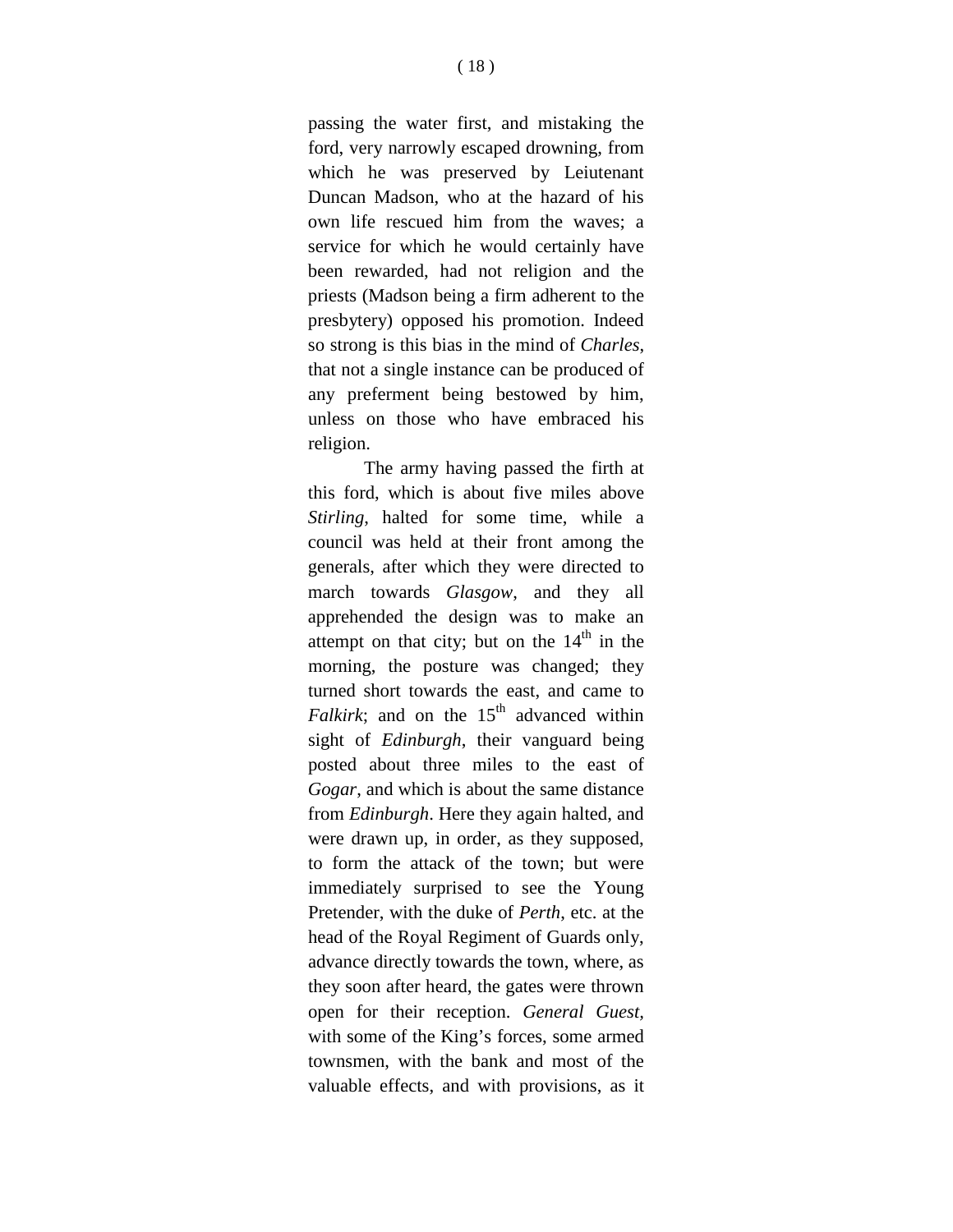passing the water first, and mistaking the ford, very narrowly escaped drowning, from which he was preserved by Leiutenant Duncan Madson, who at the hazard of his own life rescued him from the waves; a service for which he would certainly have been rewarded, had not religion and the priests (Madson being a firm adherent to the presbytery) opposed his promotion. Indeed so strong is this bias in the mind of *Charles*, that not a single instance can be produced of any preferment being bestowed by him, unless on those who have embraced his religion.

The army having passed the firth at this ford, which is about five miles above *Stirling*, halted for some time, while a council was held at their front among the generals, after which they were directed to march towards *Glasgow*, and they all apprehended the design was to make an attempt on that city; but on the 14th in the morning, the posture was changed; they turned short towards the east, and came to *Falkirk*; and on the 15th advanced within sight of *Edinburgh*, their vanguard being posted about three miles to the east of *Gogar*, and which is about the same distance from *Edinburgh*. Here they again halted, and were drawn up, in order, as they supposed, to form the attack of the town; but were immediately surprised to see the Young Pretender, with the duke of *Perth*, etc. at the head of the Royal Regiment of Guards only, advance directly towards the town, where, as they soon after heard, the gates were thrown open for their reception. *General Guest*, with some of the King's forces, some armed townsmen, with the bank and most of the valuable effects, and with provisions, as it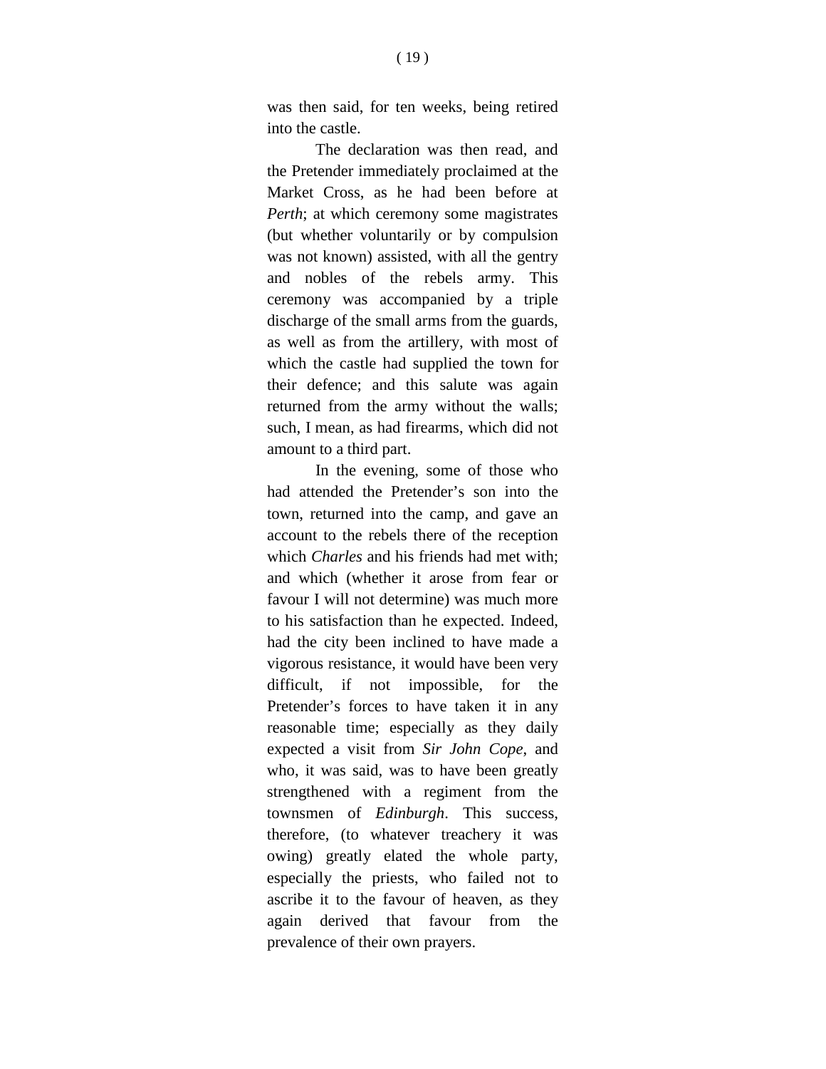was then said, for ten weeks, being retired into the castle.

The declaration was then read, and the Pretender immediately proclaimed at the Market Cross, as he had been before at *Perth*; at which ceremony some magistrates (but whether voluntarily or by compulsion was not known) assisted, with all the gentry and nobles of the rebels army. This ceremony was accompanied by a triple discharge of the small arms from the guards, as well as from the artillery, with most of which the castle had supplied the town for their defence; and this salute was again returned from the army without the walls; such, I mean, as had firearms, which did not amount to a third part.

In the evening, some of those who had attended the Pretender's son into the town, returned into the camp, and gave an account to the rebels there of the reception which *Charles* and his friends had met with; and which (whether it arose from fear or favour I will not determine) was much more to his satisfaction than he expected. Indeed, had the city been inclined to have made a vigorous resistance, it would have been very difficult, if not impossible, for the Pretender's forces to have taken it in any reasonable time; especially as they daily expected a visit from *Sir John Cope*, and who, it was said, was to have been greatly strengthened with a regiment from the townsmen of *Edinburgh*. This success, therefore, (to whatever treachery it was owing) greatly elated the whole party, especially the priests, who failed not to ascribe it to the favour of heaven, as they again derived that favour from the prevalence of their own prayers.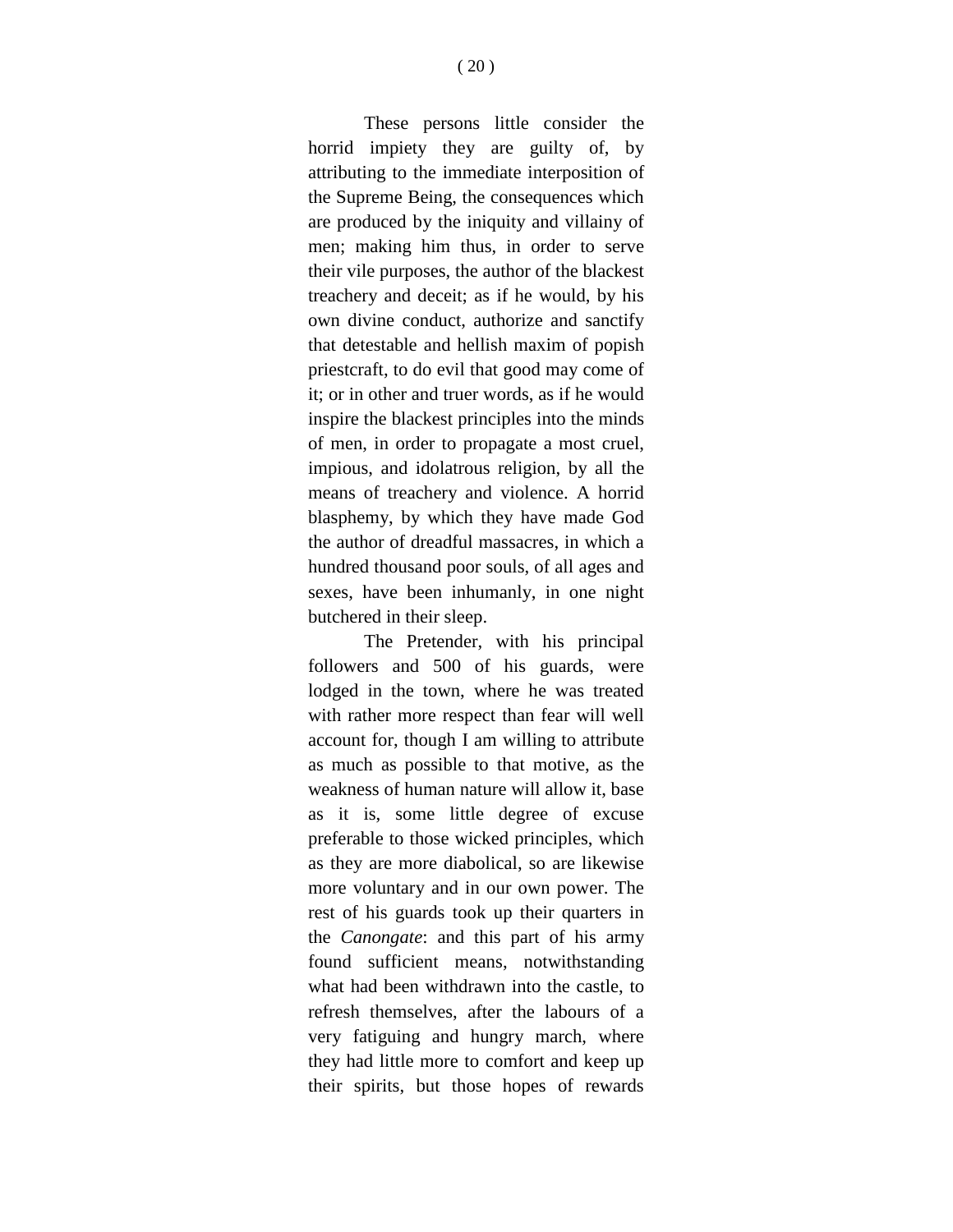These persons little consider the horrid impiety they are guilty of, by attributing to the immediate interposition of the Supreme Being, the consequences which are produced by the iniquity and villainy of men; making him thus, in order to serve their vile purposes, the author of the blackest treachery and deceit; as if he would, by his own divine conduct, authorize and sanctify that detestable and hellish maxim of popish priestcraft, to do evil that good may come of it; or in other and truer words, as if he would inspire the blackest principles into the minds of men, in order to propagate a most cruel, impious, and idolatrous religion, by all the means of treachery and violence. A horrid blasphemy, by which they have made God the author of dreadful massacres, in which a hundred thousand poor souls, of all ages and sexes, have been inhumanly, in one night butchered in their sleep.

The Pretender, with his principal followers and 500 of his guards, were lodged in the town, where he was treated with rather more respect than fear will well account for, though I am willing to attribute as much as possible to that motive, as the weakness of human nature will allow it, base as it is, some little degree of excuse preferable to those wicked principles, which as they are more diabolical, so are likewise more voluntary and in our own power. The rest of his guards took up their quarters in the *Canongate*: and this part of his army found sufficient means, notwithstanding what had been withdrawn into the castle, to refresh themselves, after the labours of a very fatiguing and hungry march, where they had little more to comfort and keep up their spirits, but those hopes of rewards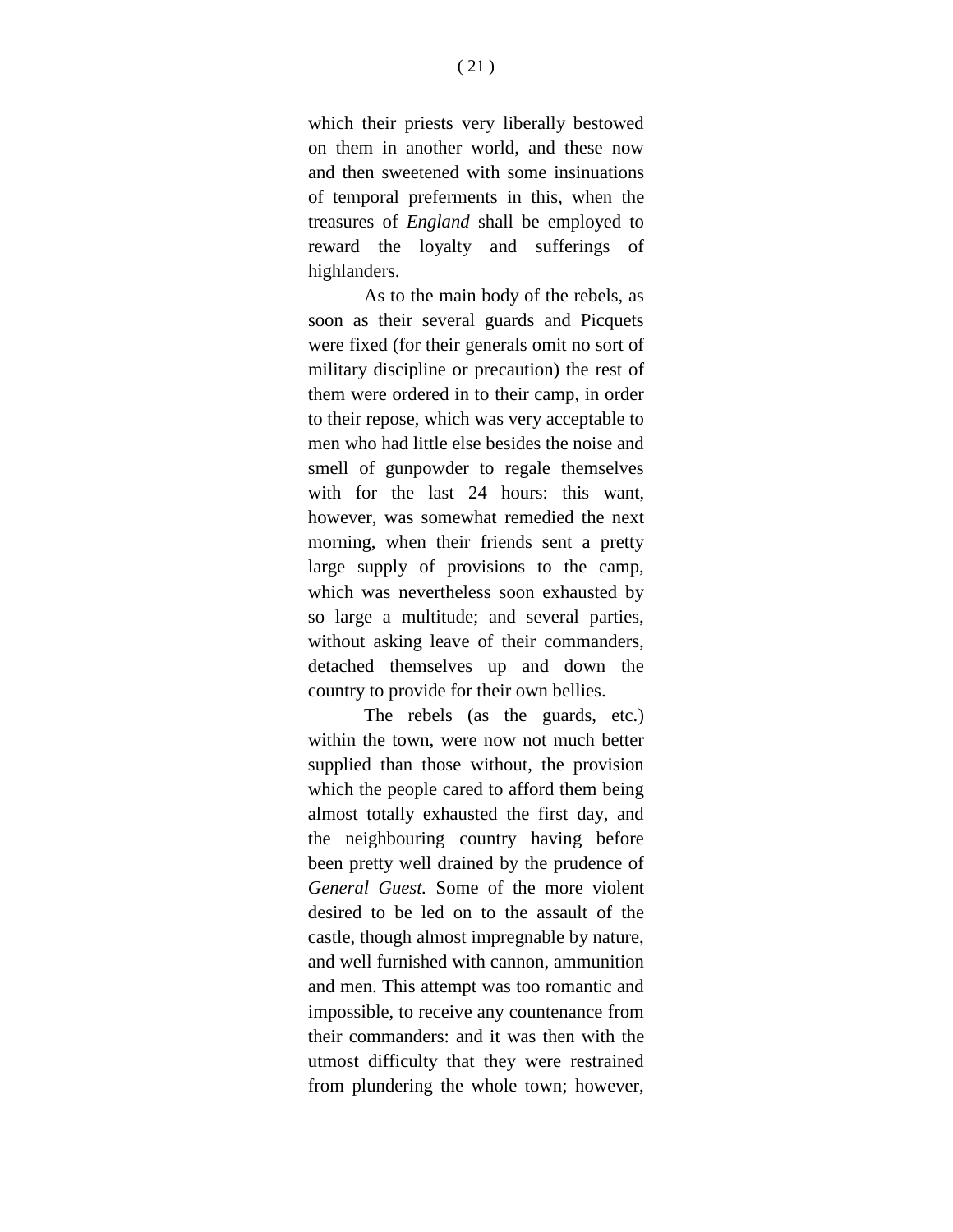which their priests very liberally bestowed on them in another world, and these now and then sweetened with some insinuations of temporal preferments in this, when the treasures of *England* shall be employed to reward the loyalty and sufferings of highlanders.

As to the main body of the rebels, as soon as their several guards and Picquets were fixed (for their generals omit no sort of military discipline or precaution) the rest of them were ordered in to their camp, in order to their repose, which was very acceptable to men who had little else besides the noise and smell of gunpowder to regale themselves with for the last 24 hours: this want, however, was somewhat remedied the next morning, when their friends sent a pretty large supply of provisions to the camp, which was nevertheless soon exhausted by so large a multitude; and several parties, without asking leave of their commanders, detached themselves up and down the country to provide for their own bellies.

The rebels (as the guards, etc.) within the town, were now not much better supplied than those without, the provision which the people cared to afford them being almost totally exhausted the first day, and the neighbouring country having before been pretty well drained by the prudence of *General Guest.* Some of the more violent desired to be led on to the assault of the castle, though almost impregnable by nature, and well furnished with cannon, ammunition and men. This attempt was too romantic and impossible, to receive any countenance from their commanders: and it was then with the utmost difficulty that they were restrained from plundering the whole town; however,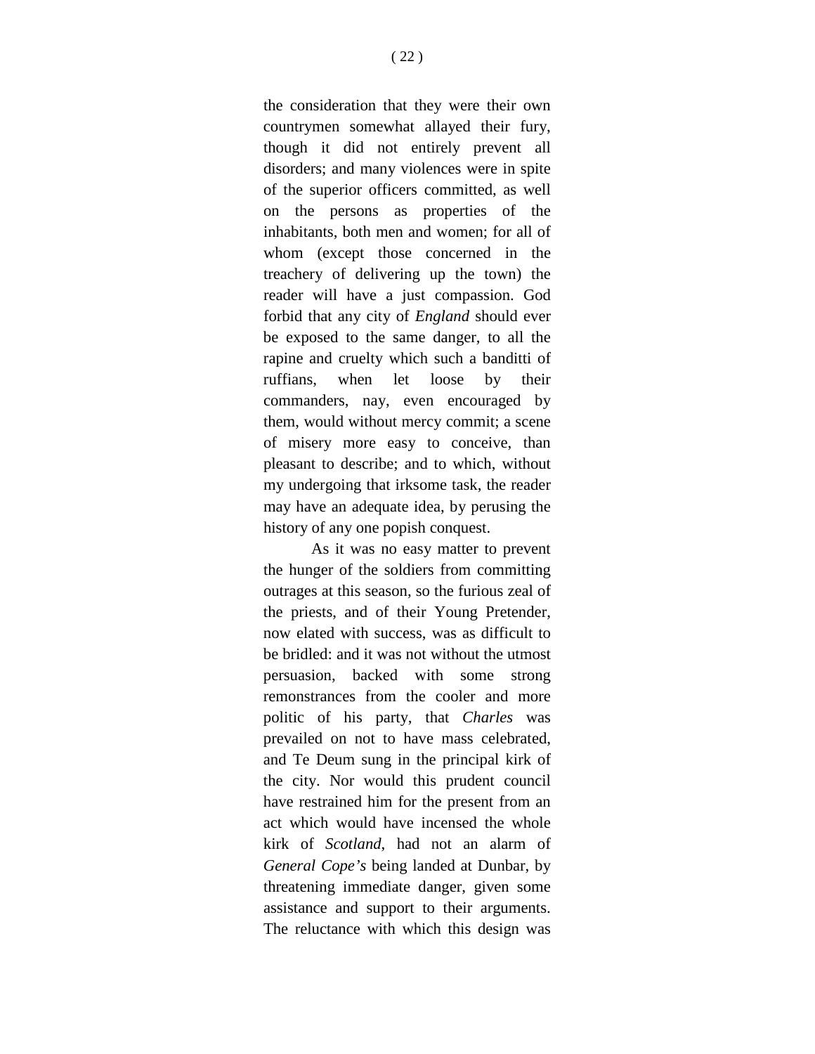the consideration that they were their own countrymen somewhat allayed their fury, though it did not entirely prevent all disorders; and many violences were in spite of the superior officers committed, as well on the persons as properties of the inhabitants, both men and women; for all of whom (except those concerned in the treachery of delivering up the town) the reader will have a just compassion. God forbid that any city of *England* should ever be exposed to the same danger, to all the rapine and cruelty which such a banditti of ruffians, when let loose by their commanders, nay, even encouraged by them, would without mercy commit; a scene of misery more easy to conceive, than pleasant to describe; and to which, without my undergoing that irksome task, the reader may have an adequate idea, by perusing the history of any one popish conquest.

As it was no easy matter to prevent the hunger of the soldiers from committing outrages at this season, so the furious zeal of the priests, and of their Young Pretender, now elated with success, was as difficult to be bridled: and it was not without the utmost persuasion, backed with some strong remonstrances from the cooler and more politic of his party, that *Charles* was prevailed on not to have mass celebrated, and Te Deum sung in the principal kirk of the city. Nor would this prudent council have restrained him for the present from an act which would have incensed the whole kirk of *Scotland*, had not an alarm of *General Cope's* being landed at Dunbar, by threatening immediate danger, given some assistance and support to their arguments. The reluctance with which this design was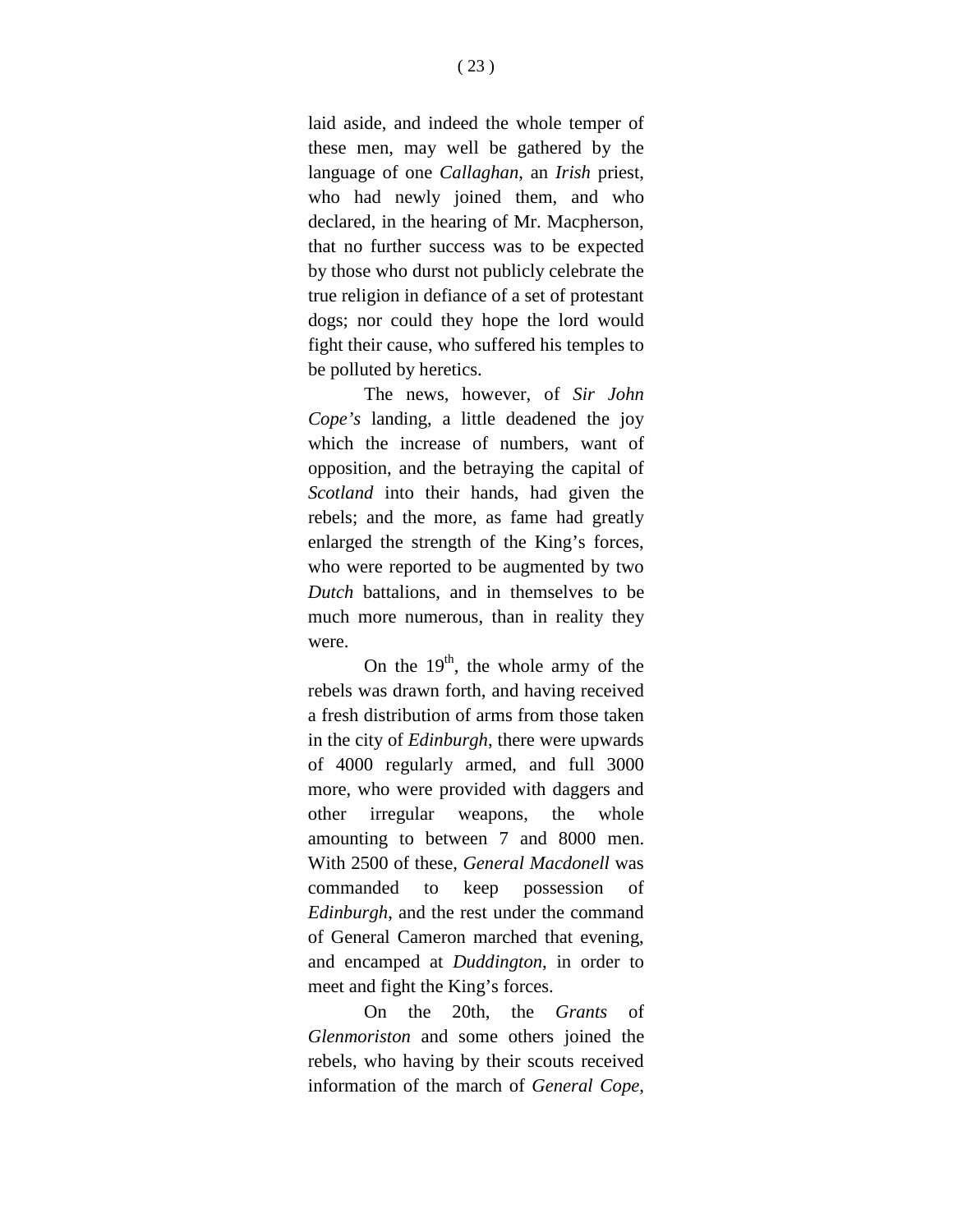laid aside, and indeed the whole temper of these men, may well be gathered by the language of one *Callaghan*, an *Irish* priest, who had newly joined them, and who declared, in the hearing of Mr. Macpherson, that no further success was to be expected by those who durst not publicly celebrate the true religion in defiance of a set of protestant dogs; nor could they hope the lord would fight their cause, who suffered his temples to be polluted by heretics.

The news, however, of *Sir John Cope's* landing, a little deadened the joy which the increase of numbers, want of opposition, and the betraying the capital of *Scotland* into their hands, had given the rebels; and the more, as fame had greatly enlarged the strength of the King's forces, who were reported to be augmented by two *Dutch* battalions, and in themselves to be much more numerous, than in reality they were.

On the 19th, the whole army of the rebels was drawn forth, and having received a fresh distribution of arms from those taken in the city of *Edinburgh*, there were upwards of 4000 regularly armed, and full 3000 more, who were provided with daggers and other irregular weapons, the whole amounting to between 7 and 8000 men. With 2500 of these, *General Macdonell* was commanded to keep possession of *Edinburgh*, and the rest under the command of General Cameron marched that evening, and encamped at *Duddington*, in order to meet and fight the King's forces.

On the 20th, the *Grants* of *Glenmoriston* and some others joined the rebels, who having by their scouts received information of the march of *General Cope*,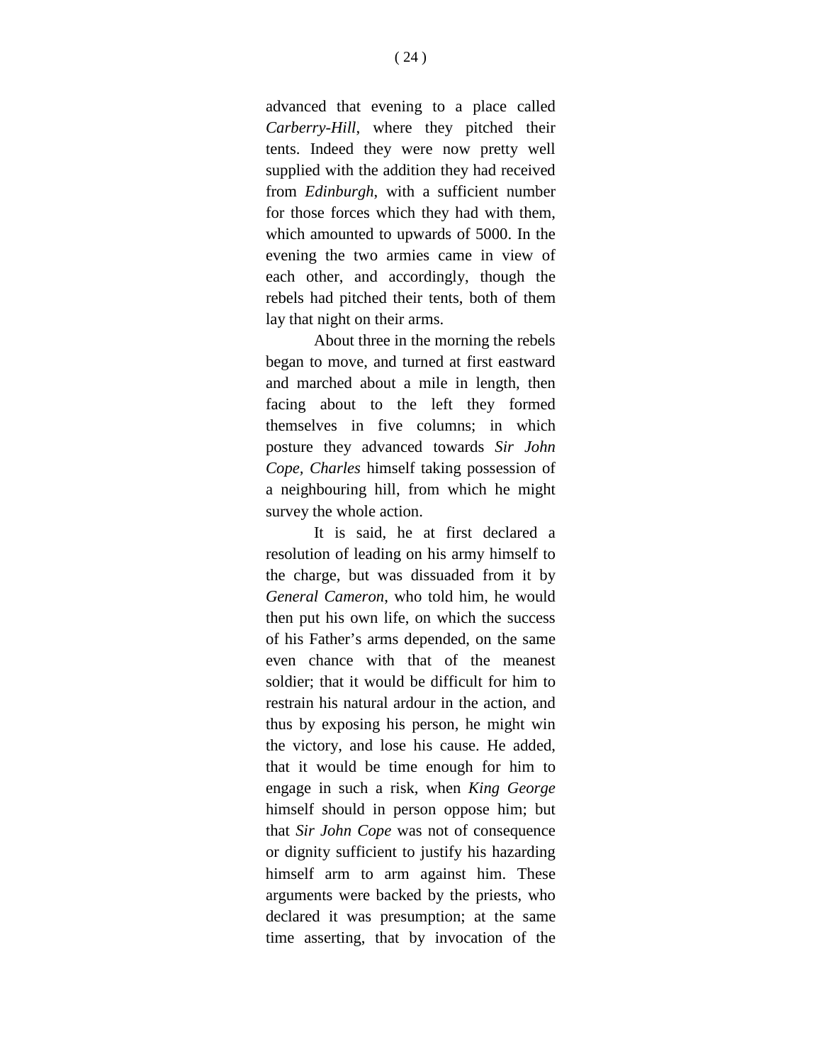advanced that evening to a place called *Carberry-Hill*, where they pitched their tents. Indeed they were now pretty well supplied with the addition they had received from *Edinburgh*, with a sufficient number for those forces which they had with them, which amounted to upwards of 5000. In the evening the two armies came in view of each other, and accordingly, though the rebels had pitched their tents, both of them lay that night on their arms.

About three in the morning the rebels began to move, and turned at first eastward and marched about a mile in length, then facing about to the left they formed themselves in five columns; in which posture they advanced towards *Sir John Cope*, *Charles* himself taking possession of a neighbouring hill, from which he might survey the whole action.

It is said, he at first declared a resolution of leading on his army himself to the charge, but was dissuaded from it by *General Cameron*, who told him, he would then put his own life, on which the success of his Father's arms depended, on the same even chance with that of the meanest soldier; that it would be difficult for him to restrain his natural ardour in the action, and thus by exposing his person, he might win the victory, and lose his cause. He added, that it would be time enough for him to engage in such a risk, when *King George* himself should in person oppose him; but that *Sir John Cope* was not of consequence or dignity sufficient to justify his hazarding himself arm to arm against him. These arguments were backed by the priests, who declared it was presumption; at the same time asserting, that by invocation of the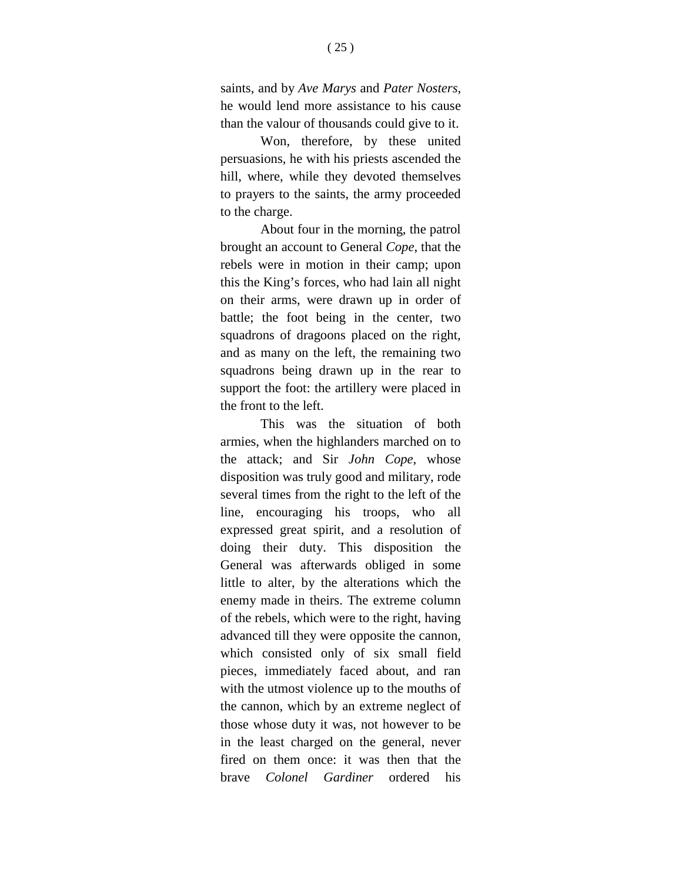saints, and by *Ave Marys* and *Pater Nosters*, he would lend more assistance to his cause than the valour of thousands could give to it.

Won, therefore, by these united persuasions, he with his priests ascended the hill, where, while they devoted themselves to prayers to the saints, the army proceeded to the charge.

About four in the morning, the patrol brought an account to General *Cope*, that the rebels were in motion in their camp; upon this the King's forces, who had lain all night on their arms, were drawn up in order of battle; the foot being in the center, two squadrons of dragoons placed on the right, and as many on the left, the remaining two squadrons being drawn up in the rear to support the foot: the artillery were placed in the front to the left.

This was the situation of both armies, when the highlanders marched on to the attack; and Sir *John Cope*, whose disposition was truly good and military, rode several times from the right to the left of the line, encouraging his troops, who all expressed great spirit, and a resolution of doing their duty. This disposition the General was afterwards obliged in some little to alter, by the alterations which the enemy made in theirs. The extreme column of the rebels, which were to the right, having advanced till they were opposite the cannon, which consisted only of six small field pieces, immediately faced about, and ran with the utmost violence up to the mouths of the cannon, which by an extreme neglect of those whose duty it was, not however to be in the least charged on the general, never fired on them once: it was then that the brave *Colonel Gardiner* ordered his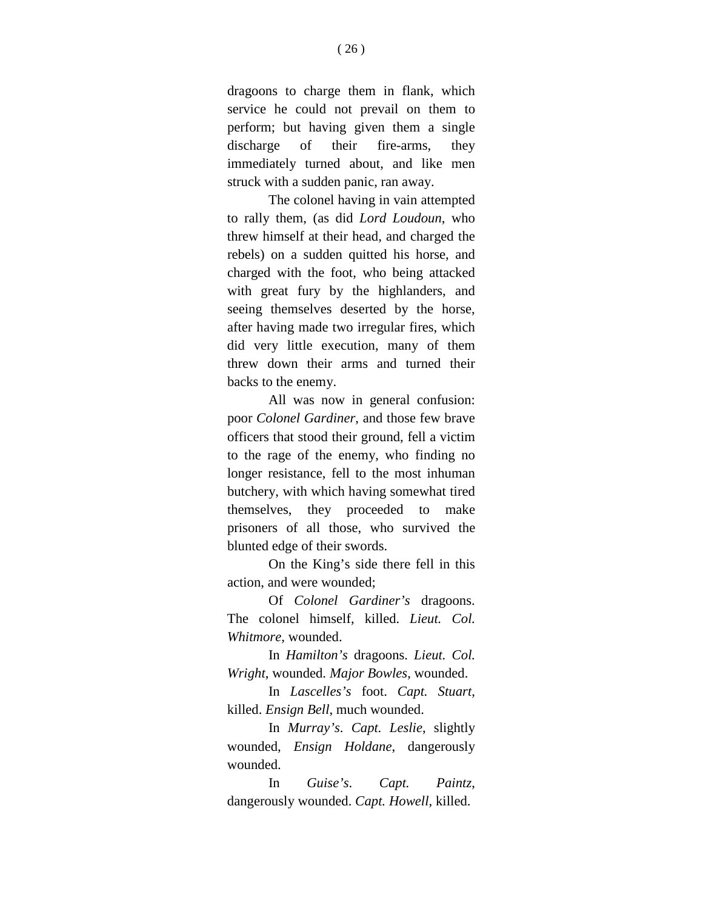dragoons to charge them in flank, which service he could not prevail on them to perform; but having given them a single discharge of their fire-arms, they immediately turned about, and like men struck with a sudden panic, ran away.

The colonel having in vain attempted to rally them, (as did *Lord Loudoun*, who threw himself at their head, and charged the rebels) on a sudden quitted his horse, and charged with the foot, who being attacked with great fury by the highlanders, and seeing themselves deserted by the horse, after having made two irregular fires, which did very little execution, many of them threw down their arms and turned their backs to the enemy.

All was now in general confusion: poor *Colonel Gardiner*, and those few brave officers that stood their ground, fell a victim to the rage of the enemy, who finding no longer resistance, fell to the most inhuman butchery, with which having somewhat tired themselves, they proceeded to make prisoners of all those, who survived the blunted edge of their swords.

On the King's side there fell in this action, and were wounded;

Of *Colonel Gardiner's* dragoons. The colonel himself, killed. *Lieut. Col. Whitmore,* wounded.

In *Hamilton's* dragoons. *Lieut. Col. Wright*, wounded. *Major Bowles*, wounded.

In *Lascelles's* foot. *Capt. Stuart*, killed. *Ensign Bell*, much wounded.

In *Murray's*. *Capt. Leslie*, slightly wounded, *Ensign Holdane*, dangerously wounded.

In *Guise's*. *Capt. Paintz*, dangerously wounded. *Capt. Howell*, killed.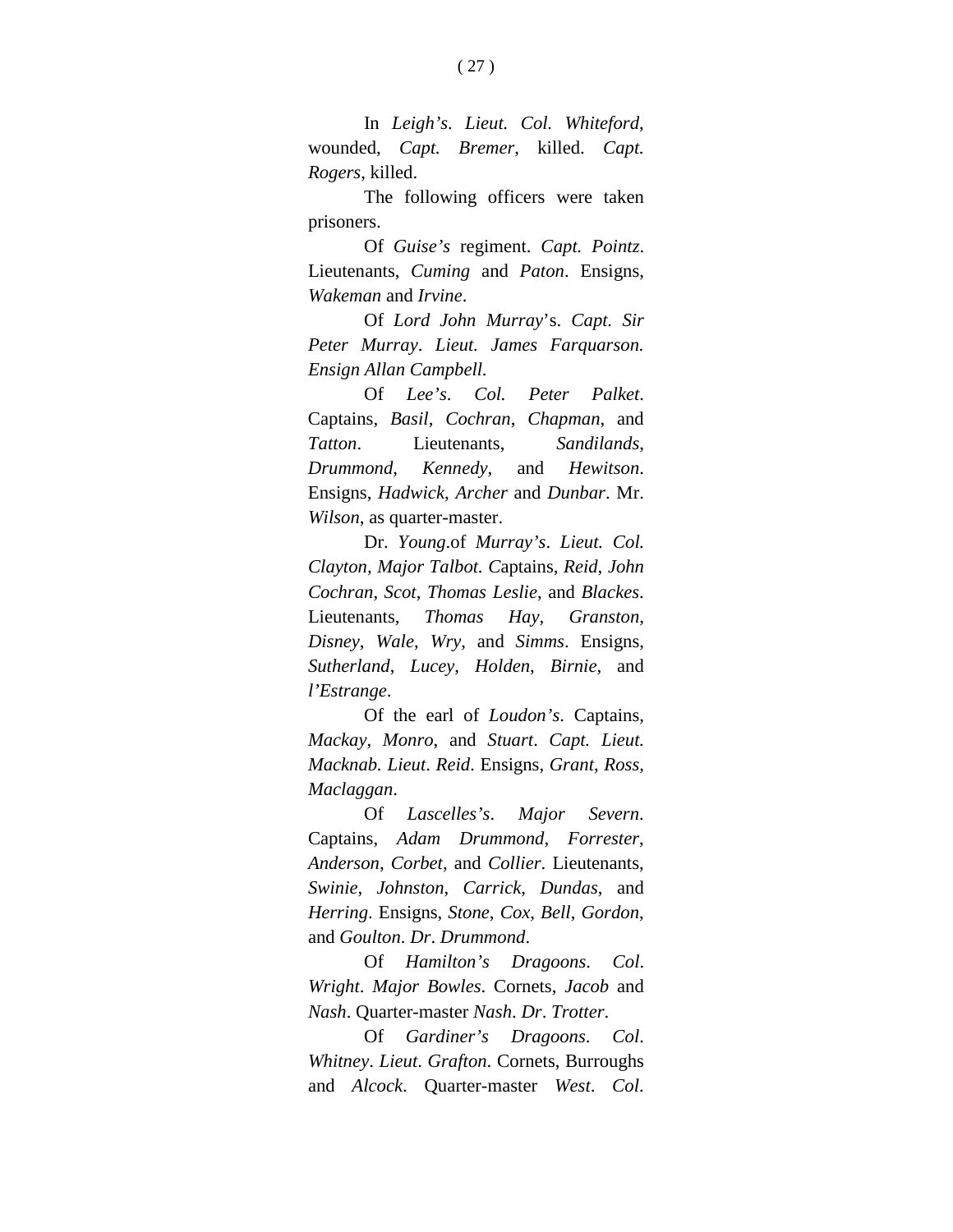In *Leigh's*. *Lieut. Col. Whiteford*, wounded, *Capt. Bremer*, killed. *Capt. Rogers*, killed.

The following officers were taken prisoners.

Of *Guise's* regiment. *Capt. Pointz*. Lieutenants, *Cuming* and *Paton*. Ensigns, *Wakeman* and *Irvine*.

Of *Lord John Murray*'s. *Capt. Sir Peter Murray*. *Lieut. James Farquarson. Ensign Allan Campbell.*

Of *Lee's*. *Col. Peter Palket*. Captains, *Basil*, *Cochran*, *Chapman*, and *Tatton*. Lieutenants, *Sandilands*, *Drummond*, *Kennedy*, and *Hewitson*. Ensigns, *Hadwick*, *Archer* and *Dunbar*. Mr. *Wilson*, as quarter-master.

Dr. *Young*.of *Murray's*. *Lieut. Col. Clayton*, *Major Talbot*. Captains, *Reid*, *John Cochran*, *Scot*, *Thomas Leslie*, and *Blackes*. Lieutenants, *Thomas Hay*, *Granston*, *Disney*, *Wale*, *Wry*, and *Simms*. Ensigns, *Sutherland*, *Lucey*, *Holden*, *Birnie*, and *l'Estrange*.

Of the earl of *Loudon's*. Captains, *Mackay*, *Monro*, and *Stuart*. *Capt. Lieut. Macknab*. *Lieut*. *Reid*. Ensigns, *Grant*, *Ross*, *Maclaggan*.

Of *Lascelles's*. *Major Severn*. Captains, *Adam Drummond*, *Forrester*, *Anderson*, *Corbet*, and *Collier*. Lieutenants, *Swinie*, *Johnston*, *Carrick*, *Dundas*, and *Herring*. Ensigns, *Stone*, *Cox*, *Bell*, *Gordon*, and *Goulton*. *Dr*. *Drummond*.

Of *Hamilton's Dragoons*. *Col*. *Wright*. *Major Bowles*. Cornets, *Jacob* and *Nash*. Quarter-master *Nash*. *Dr*. *Trotter*.

Of *Gardiner's Dragoons*. *Col*. *Whitney*. *Lieut*. *Grafton*. Cornets, Burroughs and *Alcock*. Quarter-master *West*. *Col*.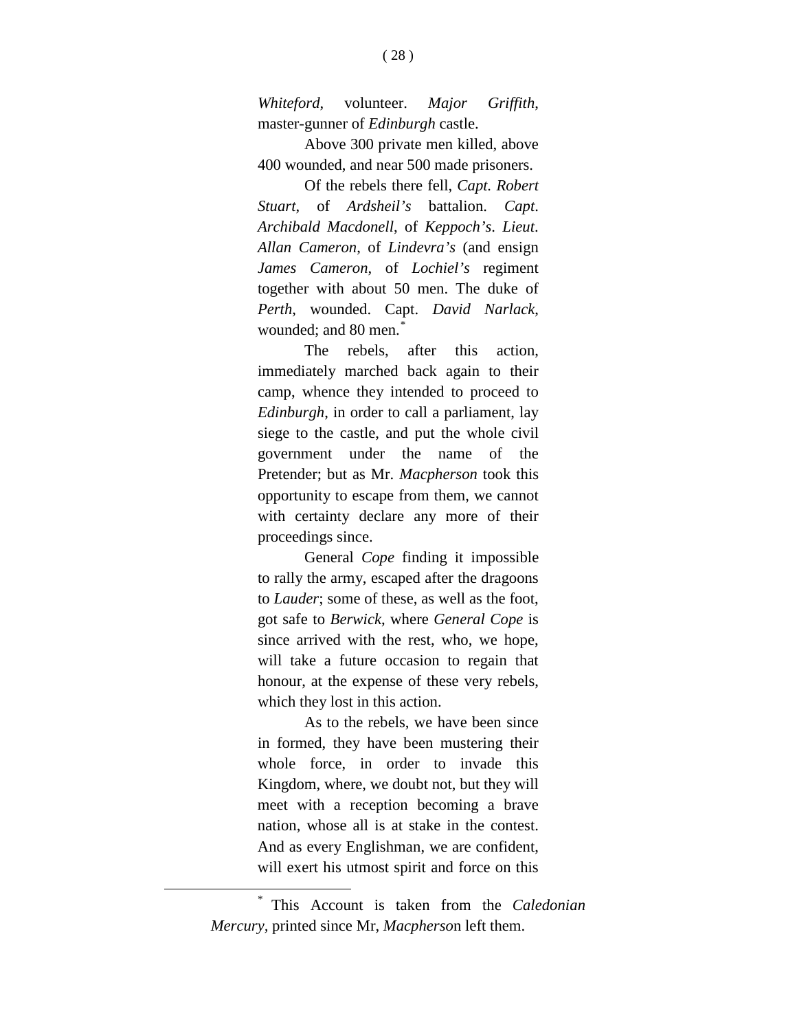*Whiteford*, volunteer. *Major Griffith*, master-gunner of *Edinburgh* castle.

Above 300 private men killed, above 400 wounded, and near 500 made prisoners.

Of the rebels there fell, *Capt. Robert Stuart*, of *Ardsheil's* battalion. *Capt*. *Archibald Macdonell*, of *Keppoch's*. *Lieut*. *Allan Cameron*, of *Lindevra's* (and ensign *James Cameron*, of *Lochiel's* regiment together with about 50 men. The duke of *Perth*, wounded. Capt. *David Narlack*, wounded; and 80 men.*

The rebels, after this action, immediately marched back again to their camp, whence they intended to proceed to *Edinburgh*, in order to call a parliament, lay siege to the castle, and put the whole civil government under the name of the Pretender; but as Mr. *Macpherson* took this opportunity to escape from them, we cannot with certainty declare any more of their proceedings since.

General *Cope* finding it impossible to rally the army, escaped after the dragoons to *Lauder*; some of these, as well as the foot, got safe to *Berwick*, where *General Cope* is since arrived with the rest, who, we hope, will take a future occasion to regain that honour, at the expense of these very rebels, which they lost in this action.

As to the rebels, we have been since in formed, they have been mustering their whole force, in order to invade this Kingdom, where, we doubt not, but they will meet with a reception becoming a brave nation, whose all is at stake in the contest. And as every Englishman, we are confident, will exert his utmost spirit and force on this

---

* This Account is taken from the *Caledonian Mercury*, printed since Mr, *Macpherso*n left them.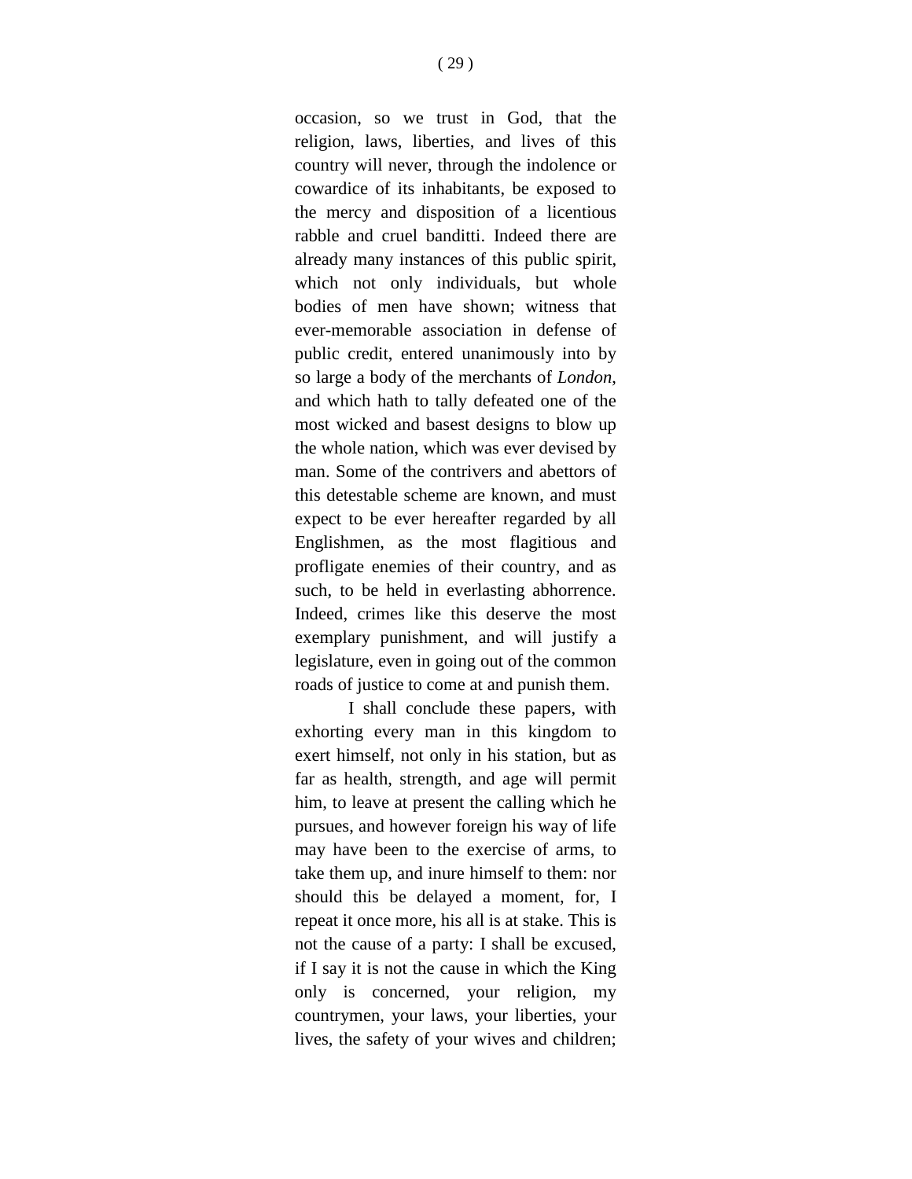occasion, so we trust in God, that the religion, laws, liberties, and lives of this country will never, through the indolence or cowardice of its inhabitants, be exposed to the mercy and disposition of a licentious rabble and cruel banditti. Indeed there are already many instances of this public spirit, which not only individuals, but whole bodies of men have shown; witness that ever-memorable association in defense of public credit, entered unanimously into by so large a body of the merchants of *London*, and which hath to tally defeated one of the most wicked and basest designs to blow up the whole nation, which was ever devised by man. Some of the contrivers and abettors of this detestable scheme are known, and must expect to be ever hereafter regarded by all Englishmen, as the most flagitious and profligate enemies of their country, and as such, to be held in everlasting abhorrence. Indeed, crimes like this deserve the most exemplary punishment, and will justify a legislature, even in going out of the common roads of justice to come at and punish them.

I shall conclude these papers, with exhorting every man in this kingdom to exert himself, not only in his station, but as far as health, strength, and age will permit him, to leave at present the calling which he pursues, and however foreign his way of life may have been to the exercise of arms, to take them up, and inure himself to them: nor should this be delayed a moment, for, I repeat it once more, his all is at stake. This is not the cause of a party: I shall be excused, if I say it is not the cause in which the King only is concerned, your religion, my countrymen, your laws, your liberties, your lives, the safety of your wives and children;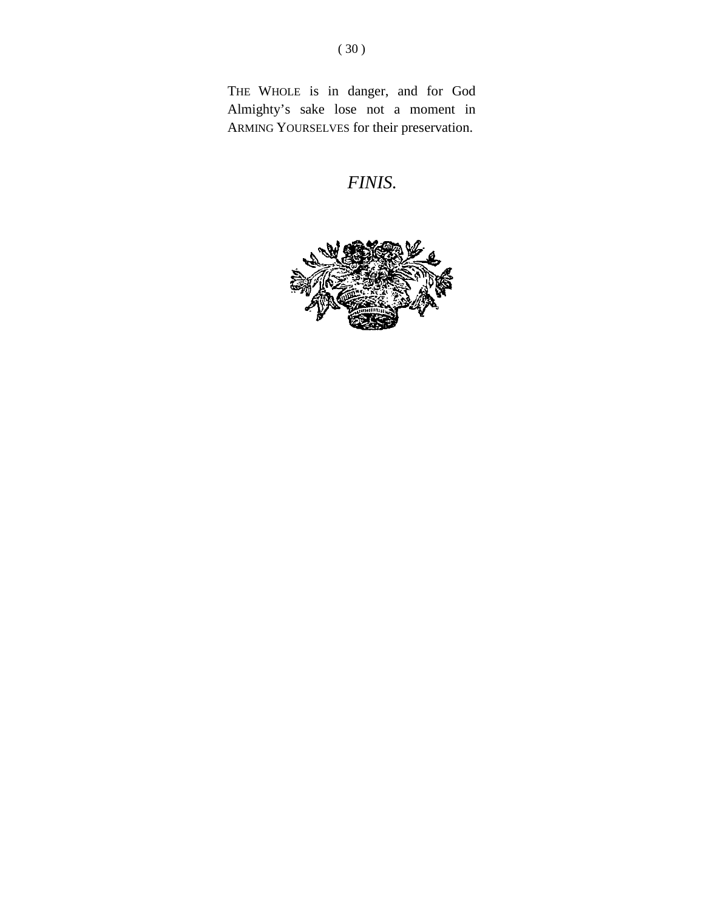THE WHOLE is in danger, and for God Almighty's sake lose not a moment in ARMING YOURSELVES for their preservation.

*FINIS.*